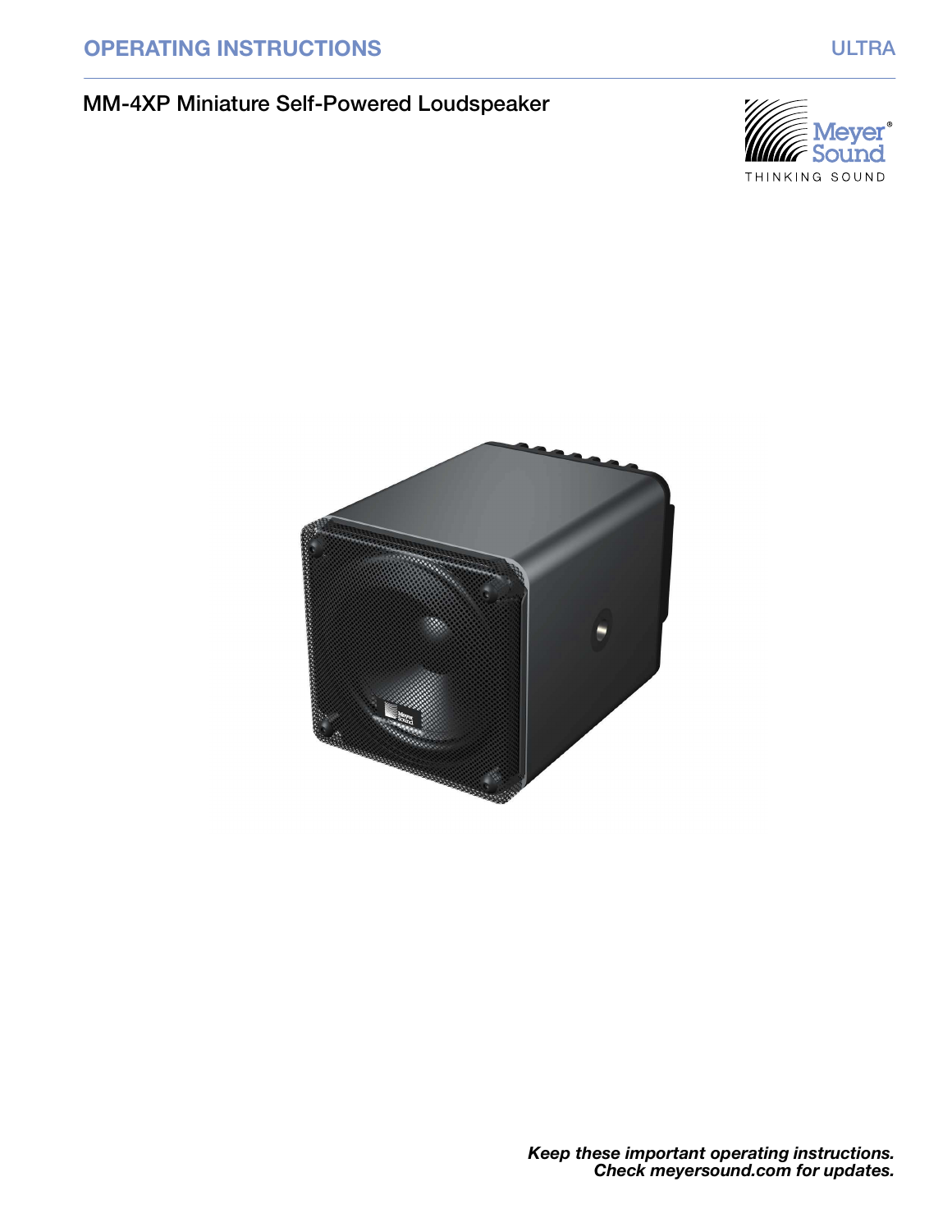OPERATING INSTRUCTIONS

ULTRA

# MM-4XP Miniature Self-Powered Loudspeaker

***Keep these important operating instructions.***
***Check meyersound.com for updates.***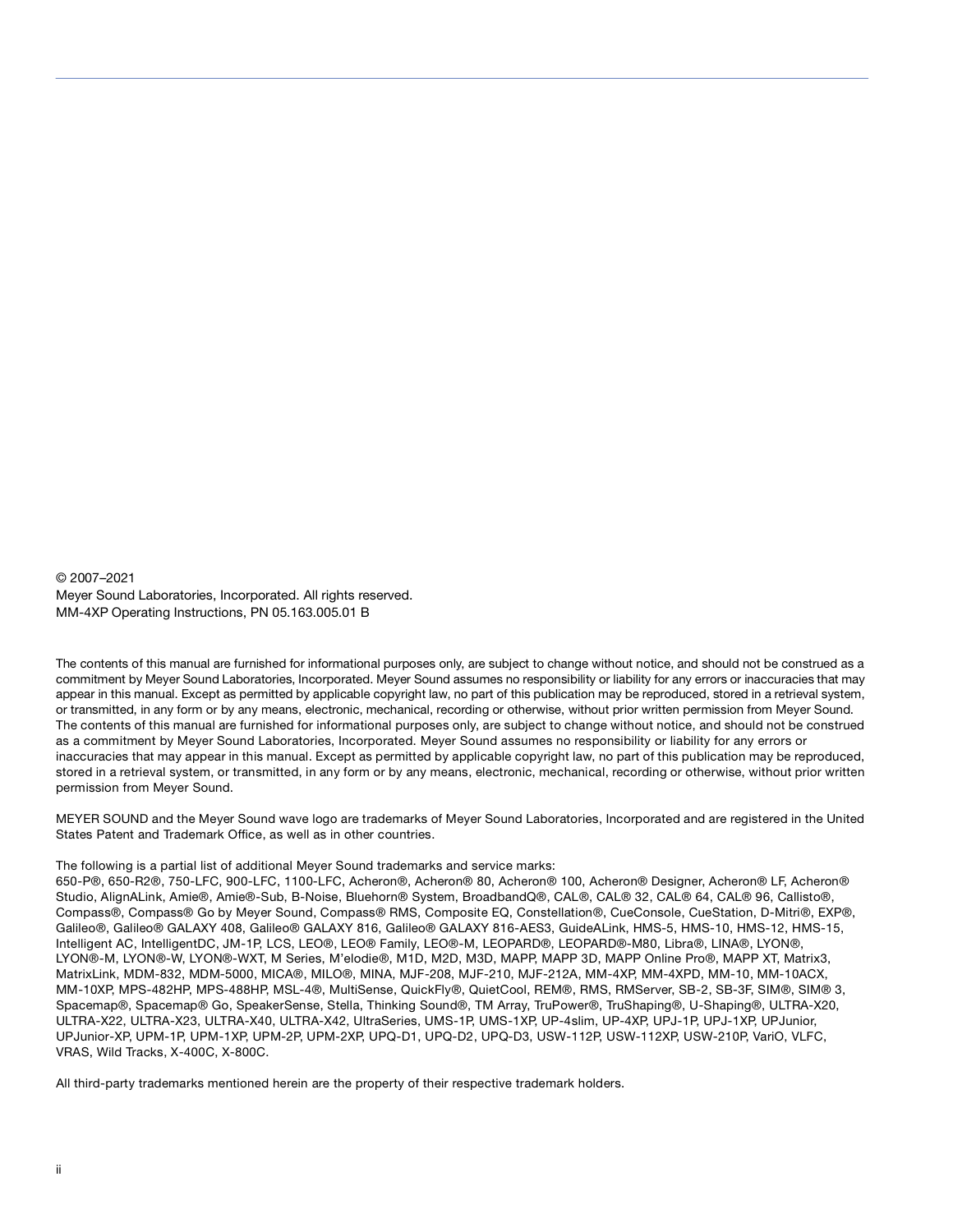© 2007–2021
Meyer Sound Laboratories, Incorporated. All rights reserved.
MM-4XP Operating Instructions, PN 05.163.005.01 B

The contents of this manual are furnished for informational purposes only, are subject to change without notice, and should not be construed as a commitment by Meyer Sound Laboratories, Incorporated. Meyer Sound assumes no responsibility or liability for any errors or inaccuracies that may appear in this manual. Except as permitted by applicable copyright law, no part of this publication may be reproduced, stored in a retrieval system, or transmitted, in any form or by any means, electronic, mechanical, recording or otherwise, without prior written permission from Meyer Sound. The contents of this manual are furnished for informational purposes only, are subject to change without notice, and should not be construed as a commitment by Meyer Sound Laboratories, Incorporated. Meyer Sound assumes no responsibility or liability for any errors or inaccuracies that may appear in this manual. Except as permitted by applicable copyright law, no part of this publication may be reproduced, stored in a retrieval system, or transmitted, in any form or by any means, electronic, mechanical, recording or otherwise, without prior written permission from Meyer Sound.

MEYER SOUND and the Meyer Sound wave logo are trademarks of Meyer Sound Laboratories, Incorporated and are registered in the United States Patent and Trademark Office, as well as in other countries.

The following is a partial list of additional Meyer Sound trademarks and service marks:
650-P®, 650-R2®, 750-LFC, 900-LFC, 1100-LFC, Acheron®, Acheron® 80, Acheron® 100, Acheron® Designer, Acheron® LF, Acheron® Studio, AlignALink, Amie®, Amie®-Sub, B-Noise, Bluehorn® System, BroadbandQ®, CAL®, CAL® 32, CAL® 64, CAL® 96, Callisto®, Compass®, Compass® Go by Meyer Sound, Compass® RMS, Composite EQ, Constellation®, CueConsole, CueStation, D-Mitri®, EXP®, Galileo®, Galileo® GALAXY 408, Galileo® GALAXY 816, Galileo® GALAXY 816-AES3, GuideALink, HMS-5, HMS-10, HMS-12, HMS-15, Intelligent AC, IntelligentDC, JM-1P, LCS, LEO®, LEO® Family, LEO®-M, LEOPARD®, LEOPARD®-M80, Libra®, LINA®, LYON®, LYON®-M, LYON®-W, LYON®-WXT, M Series, M'elodie®, M1D, M2D, M3D, MAPP, MAPP 3D, MAPP Online Pro®, MAPP XT, Matrix3, MatrixLink, MDM-832, MDM-5000, MICA®, MILO®, MINA, MJF-208, MJF-210, MJF-212A, MM-4XP, MM-4XPD, MM-10, MM-10ACX, MM-10XP, MPS-482HP, MPS-488HP, MSL-4®, MultiSense, QuickFly®, QuietCool, REM®, RMS, RMServer, SB-2, SB-3F, SIM®, SIM® 3, Spacemap®, Spacemap® Go, SpeakerSense, Stella, Thinking Sound®, TM Array, TruPower®, TruShaping®, U-Shaping®, ULTRA-X20, ULTRA-X22, ULTRA-X23, ULTRA-X40, ULTRA-X42, UltraSeries, UMS-1P, UMS-1XP, UP-4slim, UP-4XP, UPJ-1P, UPJ-1XP, UPJunior, UPJunior-XP, UPM-1P, UPM-1XP, UPM-2P, UPM-2XP, UPQ-D1, UPQ-D2, UPQ-D3, USW-112P, USW-112XP, USW-210P, VariO, VLFC, VRAS, Wild Tracks, X-400C, X-800C.

All third-party trademarks mentioned herein are the property of their respective trademark holders.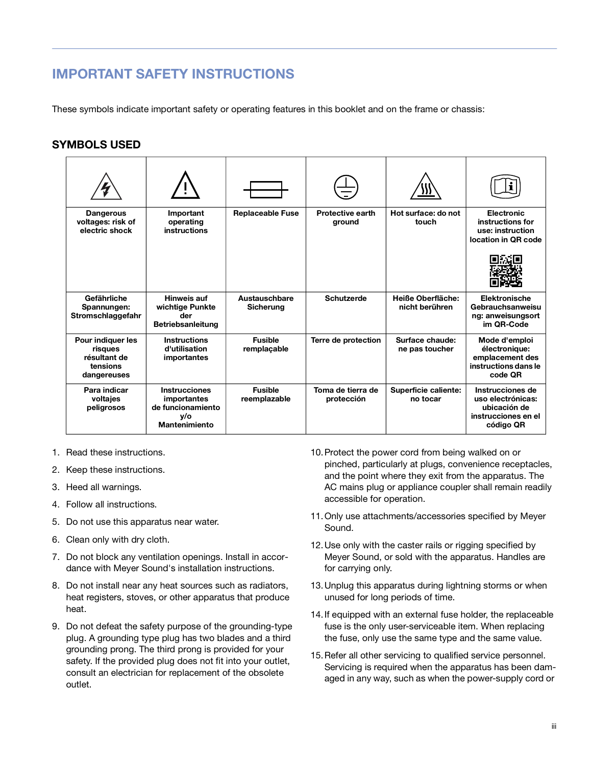## IMPORTANT SAFETY INSTRUCTIONS

These symbols indicate important safety or operating features in this booklet and on the frame or chassis:

### SYMBOLS USED

| | | | | | |
|---|---|---|---|---|---|
| **Dangerous voltages: risk of electric shock** | **Important operating instructions** | **Replaceable Fuse** | **Protective earth ground** | **Hot surface: do not touch** | **Electronic instructions for use: instruction location in QR code** |
| **Gefährliche Spannungen: Stromschlaggefahr** | **Hinweis auf wichtige Punkte der Betriebsanleitung** | **Austauschbare Sicherung** | **Schutzerde** | **Heiße Oberfläche: nicht berühren** | **Elektronische Gebrauchsanweisung: anweisungsort im QR-Code** |
| **Pour indiquer les risques résultant de tensions dangereuses** | **Instructions d'utilisation importantes** | **Fusible remplaçable** | **Terre de protection** | **Surface chaude: ne pas toucher** | **Mode d'emploi électronique: emplacement des instructions dans le code QR** |
| **Para indicar voltajes peligrosos** | **Instrucciones importantes de funcionamiento y/o Mantenimiento** | **Fusible reemplazable** | **Toma de tierra de protección** | **Superficie caliente: no tocar** | **Instrucciones de uso electrónicas: ubicación de instrucciones en el código QR** |

1. Read these instructions.
2. Keep these instructions.
3. Heed all warnings.
4. Follow all instructions.
5. Do not use this apparatus near water.
6. Clean only with dry cloth.
7. Do not block any ventilation openings. Install in accordance with Meyer Sound's installation instructions.
8. Do not install near any heat sources such as radiators, heat registers, stoves, or other apparatus that produce heat.
9. Do not defeat the safety purpose of the grounding-type plug. A grounding type plug has two blades and a third grounding prong. The third prong is provided for your safety. If the provided plug does not fit into your outlet, consult an electrician for replacement of the obsolete outlet.
10. Protect the power cord from being walked on or pinched, particularly at plugs, convenience receptacles, and the point where they exit from the apparatus. The AC mains plug or appliance coupler shall remain readily accessible for operation.
11. Only use attachments/accessories specified by Meyer Sound.
12. Use only with the caster rails or rigging specified by Meyer Sound, or sold with the apparatus. Handles are for carrying only.
13. Unplug this apparatus during lightning storms or when unused for long periods of time.
14. If equipped with an external fuse holder, the replaceable fuse is the only user-serviceable item. When replacing the fuse, only use the same type and the same value.
15. Refer all other servicing to qualified service personnel. Servicing is required when the apparatus has been damaged in any way, such as when the power-supply cord or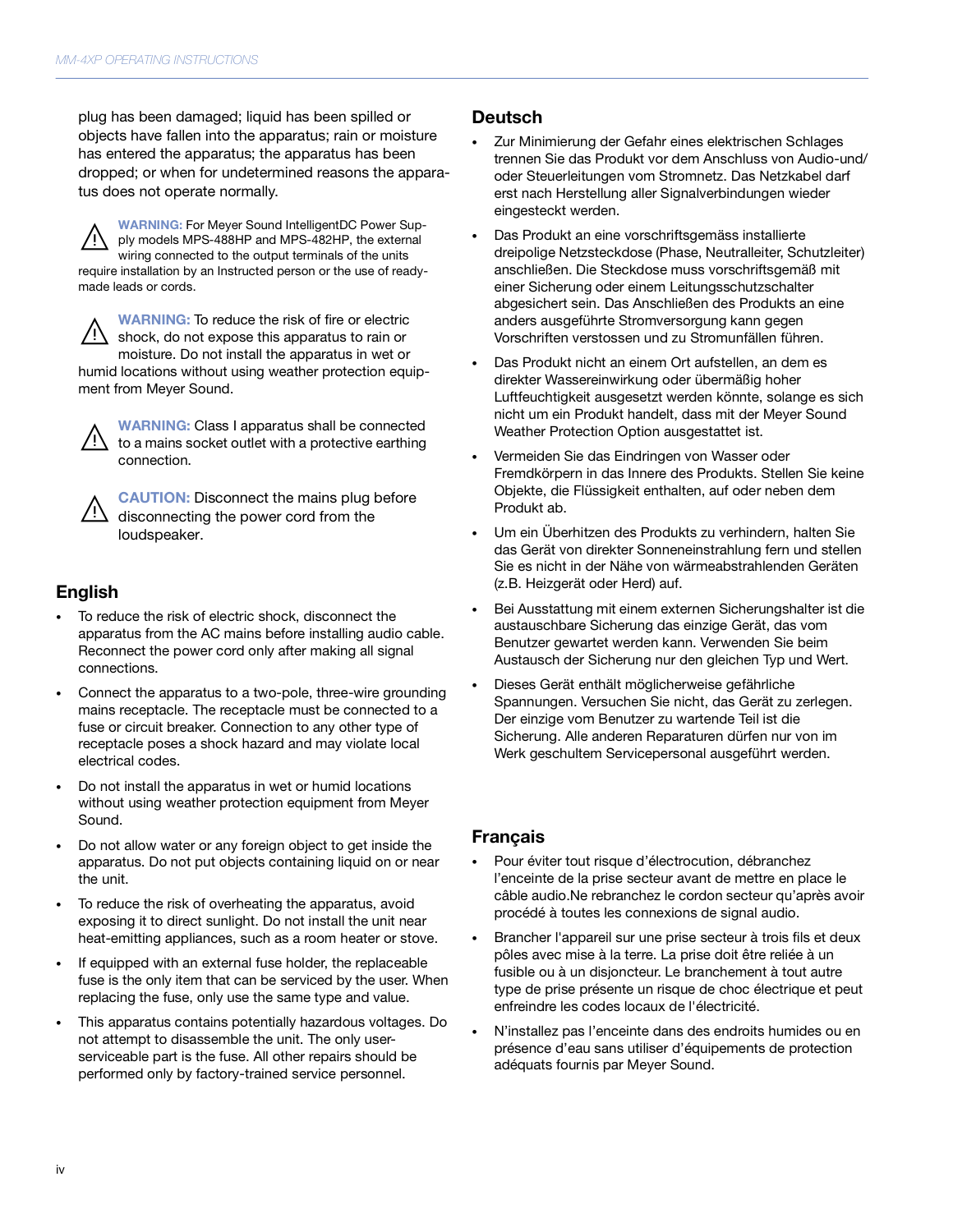plug has been damaged; liquid has been spilled or objects have fallen into the apparatus; rain or moisture has entered the apparatus; the apparatus has been dropped; or when for undetermined reasons the apparatus does not operate normally.

**WARNING:** For Meyer Sound IntelligentDC Power Supply models MPS-488HP and MPS-482HP, the external wiring connected to the output terminals of the units require installation by an Instructed person or the use of ready-made leads or cords.

**WARNING:** To reduce the risk of fire or electric shock, do not expose this apparatus to rain or moisture. Do not install the apparatus in wet or humid locations without using weather protection equipment from Meyer Sound.

**WARNING:** Class I apparatus shall be connected to a mains socket outlet with a protective earthing connection.

**CAUTION:** Disconnect the mains plug before disconnecting the power cord from the loudspeaker.

## English

- To reduce the risk of electric shock, disconnect the apparatus from the AC mains before installing audio cable. Reconnect the power cord only after making all signal connections.
- Connect the apparatus to a two-pole, three-wire grounding mains receptacle. The receptacle must be connected to a fuse or circuit breaker. Connection to any other type of receptacle poses a shock hazard and may violate local electrical codes.
- Do not install the apparatus in wet or humid locations without using weather protection equipment from Meyer Sound.
- Do not allow water or any foreign object to get inside the apparatus. Do not put objects containing liquid on or near the unit.
- To reduce the risk of overheating the apparatus, avoid exposing it to direct sunlight. Do not install the unit near heat-emitting appliances, such as a room heater or stove.
- If equipped with an external fuse holder, the replaceable fuse is the only item that can be serviced by the user. When replacing the fuse, only use the same type and value.
- This apparatus contains potentially hazardous voltages. Do not attempt to disassemble the unit. The only user-serviceable part is the fuse. All other repairs should be performed only by factory-trained service personnel.

## Deutsch

- Zur Minimierung der Gefahr eines elektrischen Schlages trennen Sie das Produkt vor dem Anschluss von Audio-und/ oder Steuerleitungen vom Stromnetz. Das Netzkabel darf erst nach Herstellung aller Signalverbindungen wieder eingesteckt werden.
- Das Produkt an eine vorschriftsgemäss installierte dreipolige Netzsteckdose (Phase, Neutralleiter, Schutzleiter) anschließen. Die Steckdose muss vorschriftsgemäß mit einer Sicherung oder einem Leitungsschutzschalter abgesichert sein. Das Anschließen des Produkts an eine anders ausgeführte Stromversorgung kann gegen Vorschriften verstossen und zu Stromunfällen führen.
- Das Produkt nicht an einem Ort aufstellen, an dem es direkter Wassereinwirkung oder übermäßig hoher Luftfeuchtigkeit ausgesetzt werden könnte, solange es sich nicht um ein Produkt handelt, dass mit der Meyer Sound Weather Protection Option ausgestattet ist.
- Vermeiden Sie das Eindringen von Wasser oder Fremdkörpern in das Innere des Produkts. Stellen Sie keine Objekte, die Flüssigkeit enthalten, auf oder neben dem Produkt ab.
- Um ein Überhitzen des Produkts zu verhindern, halten Sie das Gerät von direkter Sonneneinstrahlung fern und stellen Sie es nicht in der Nähe von wärmeabstrahlenden Geräten (z.B. Heizgerät oder Herd) auf.
- Bei Ausstattung mit einem externen Sicherungshalter ist die austauschbare Sicherung das einzige Gerät, das vom Benutzer gewartet werden kann. Verwenden Sie beim Austausch der Sicherung nur den gleichen Typ und Wert.
- Dieses Gerät enthält möglicherweise gefährliche Spannungen. Versuchen Sie nicht, das Gerät zu zerlegen. Der einzige vom Benutzer zu wartende Teil ist die Sicherung. Alle anderen Reparaturen dürfen nur von im Werk geschultem Servicepersonal ausgeführt werden.

## Français

- Pour éviter tout risque d'électrocution, débranchez l'enceinte de la prise secteur avant de mettre en place le câble audio.Ne rebranchez le cordon secteur qu'après avoir procédé à toutes les connexions de signal audio.
- Brancher l'appareil sur une prise secteur à trois fils et deux pôles avec mise à la terre. La prise doit être reliée à un fusible ou à un disjoncteur. Le branchement à tout autre type de prise présente un risque de choc électrique et peut enfreindre les codes locaux de l'électricité.
- N'installez pas l'enceinte dans des endroits humides ou en présence d'eau sans utiliser d'équipements de protection adéquats fournis par Meyer Sound.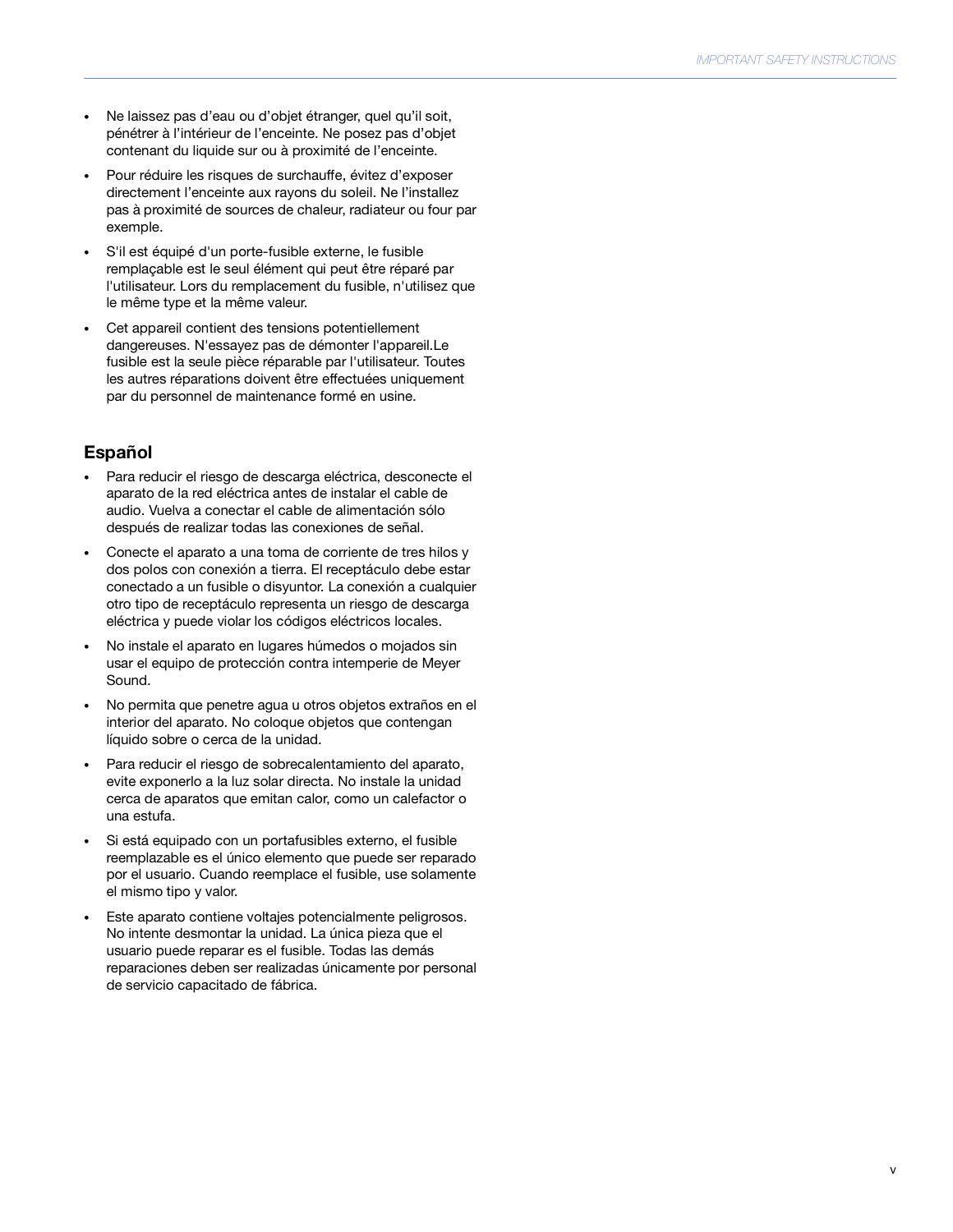- Ne laissez pas d'eau ou d'objet étranger, quel qu'il soit, pénétrer à l'intérieur de l'enceinte. Ne posez pas d'objet contenant du liquide sur ou à proximité de l'enceinte.
- Pour réduire les risques de surchauffe, évitez d'exposer directement l'enceinte aux rayons du soleil. Ne l'installez pas à proximité de sources de chaleur, radiateur ou four par exemple.
- S'il est équipé d'un porte-fusible externe, le fusible remplaçable est le seul élément qui peut être réparé par l'utilisateur. Lors du remplacement du fusible, n'utilisez que le même type et la même valeur.
- Cet appareil contient des tensions potentiellement dangereuses. N'essayez pas de démonter l'appareil.Le fusible est la seule pièce réparable par l'utilisateur. Toutes les autres réparations doivent être effectuées uniquement par du personnel de maintenance formé en usine.

## Español

- Para reducir el riesgo de descarga eléctrica, desconecte el aparato de la red eléctrica antes de instalar el cable de audio. Vuelva a conectar el cable de alimentación sólo después de realizar todas las conexiones de señal.
- Conecte el aparato a una toma de corriente de tres hilos y dos polos con conexión a tierra. El receptáculo debe estar conectado a un fusible o disyuntor. La conexión a cualquier otro tipo de receptáculo representa un riesgo de descarga eléctrica y puede violar los códigos eléctricos locales.
- No instale el aparato en lugares húmedos o mojados sin usar el equipo de protección contra intemperie de Meyer Sound.
- No permita que penetre agua u otros objetos extraños en el interior del aparato. No coloque objetos que contengan líquido sobre o cerca de la unidad.
- Para reducir el riesgo de sobrecalentamiento del aparato, evite exponerlo a la luz solar directa. No instale la unidad cerca de aparatos que emitan calor, como un calefactor o una estufa.
- Si está equipado con un portafusibles externo, el fusible reemplazable es el único elemento que puede ser reparado por el usuario. Cuando reemplace el fusible, use solamente el mismo tipo y valor.
- Este aparato contiene voltajes potencialmente peligrosos. No intente desmontar la unidad. La única pieza que el usuario puede reparar es el fusible. Todas las demás reparaciones deben ser realizadas únicamente por personal de servicio capacitado de fábrica.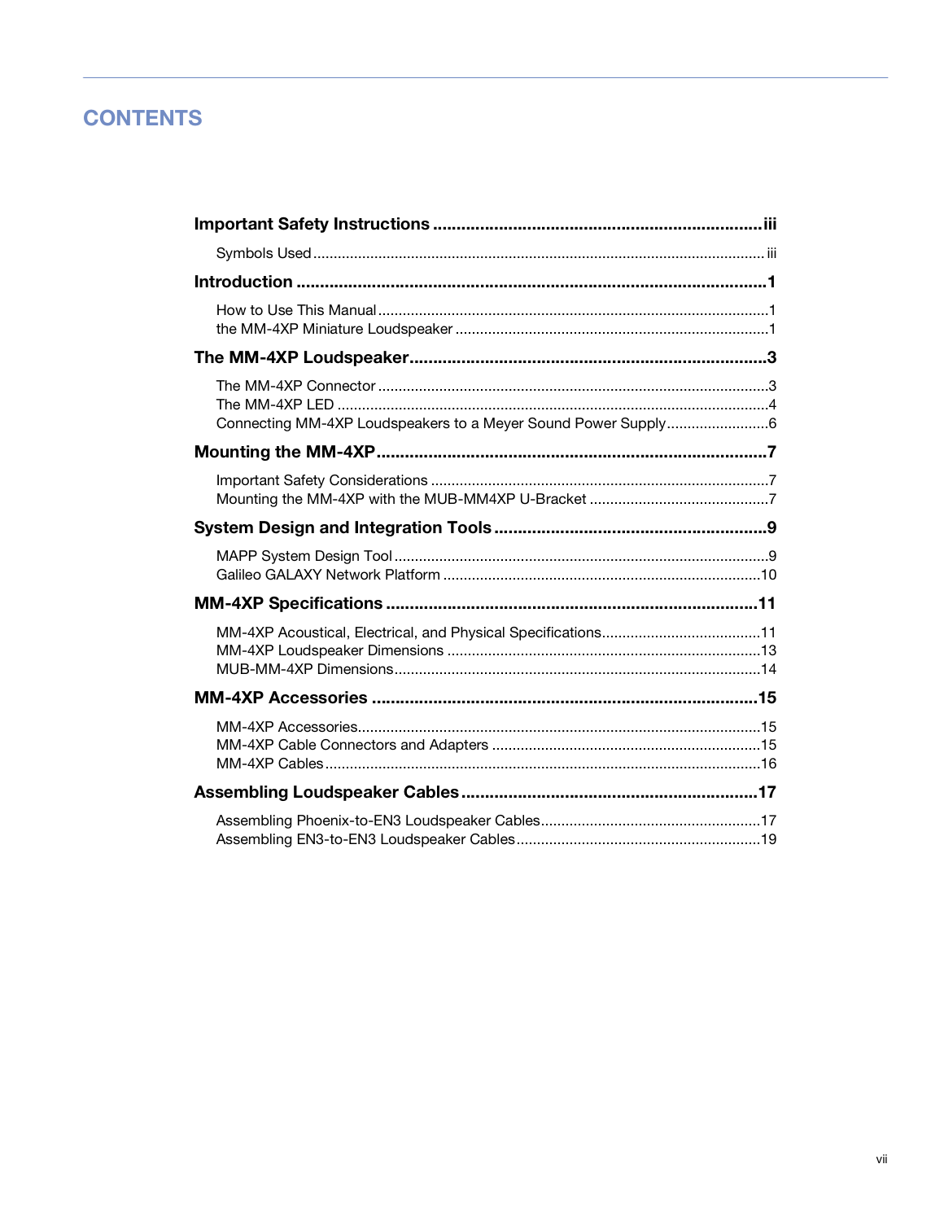# CONTENTS

**Important Safety Instructions** ...................................................................... **iii**

Symbols Used ............................................................................................................. iii

**Introduction** ................................................................................................... **1**

How to Use This Manual ............................................................................................... 1
the MM-4XP Miniature Loudspeaker ............................................................................ 1

**The MM-4XP Loudspeaker** ............................................................................ **3**

The MM-4XP Connector ............................................................................................... 3
The MM-4XP LED ......................................................................................................... 4
Connecting MM-4XP Loudspeakers to a Meyer Sound Power Supply ......................... 6

**Mounting the MM-4XP** ................................................................................... **7**

Important Safety Considerations .................................................................................. 7
Mounting the MM-4XP with the MUB-MM4XP U-Bracket ............................................ 7

**System Design and Integration Tools** .......................................................... **9**

MAPP System Design Tool ........................................................................................... 9
Galileo GALAXY Network Platform ............................................................................. 10

**MM-4XP Specifications** ............................................................................... **11**

MM-4XP Acoustical, Electrical, and Physical Specifications ....................................... 11
MM-4XP Loudspeaker Dimensions ............................................................................ 13
MUB-MM-4XP Dimensions ......................................................................................... 14

**MM-4XP Accessories** .................................................................................. **15**

MM-4XP Accessories .................................................................................................. 15
MM-4XP Cable Connectors and Adapters ................................................................. 15
MM-4XP Cables ......................................................................................................... 16

**Assembling Loudspeaker Cables** ............................................................... **17**

Assembling Phoenix-to-EN3 Loudspeaker Cables ...................................................... 17
Assembling EN3-to-EN3 Loudspeaker Cables ............................................................ 19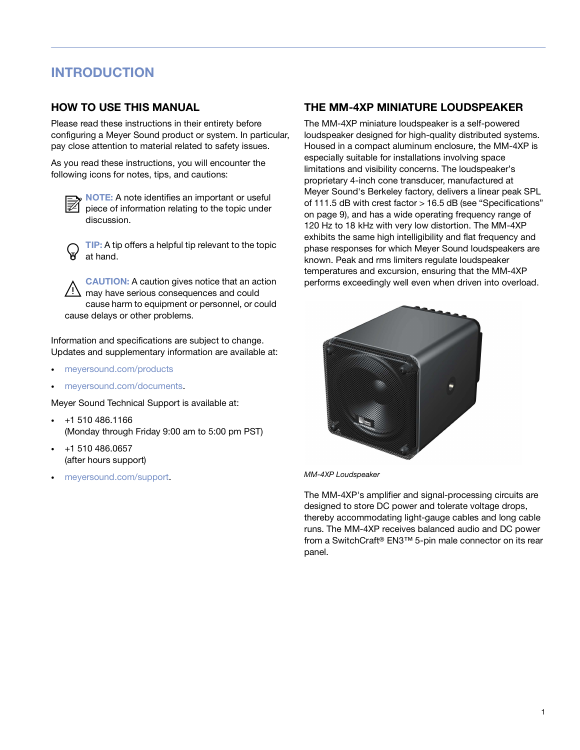# INTRODUCTION

## HOW TO USE THIS MANUAL

Please read these instructions in their entirety before configuring a Meyer Sound product or system. In particular, pay close attention to material related to safety issues.

As you read these instructions, you will encounter the following icons for notes, tips, and cautions:

**NOTE:** A note identifies an important or useful piece of information relating to the topic under discussion.

**TIP:** A tip offers a helpful tip relevant to the topic at hand.

**CAUTION:** A caution gives notice that an action may have serious consequences and could cause harm to equipment or personnel, or could cause delays or other problems.

Information and specifications are subject to change. Updates and supplementary information are available at:

- meyersound.com/products
- meyersound.com/documents.

Meyer Sound Technical Support is available at:

- +1 510 486.1166 (Monday through Friday 9:00 am to 5:00 pm PST)
- +1 510 486.0657 (after hours support)
- meyersound.com/support.

## THE MM-4XP MINIATURE LOUDSPEAKER

The MM-4XP miniature loudspeaker is a self-powered loudspeaker designed for high-quality distributed systems. Housed in a compact aluminum enclosure, the MM-4XP is especially suitable for installations involving space limitations and visibility concerns. The loudspeaker's proprietary 4-inch cone transducer, manufactured at Meyer Sound's Berkeley factory, delivers a linear peak SPL of 111.5 dB with crest factor > 16.5 dB (see "Specifications" on page 9), and has a wide operating frequency range of 120 Hz to 18 kHz with very low distortion. The MM-4XP exhibits the same high intelligibility and flat frequency and phase responses for which Meyer Sound loudspeakers are known. Peak and rms limiters regulate loudspeaker temperatures and excursion, ensuring that the MM-4XP performs exceedingly well even when driven into overload.

*MM-4XP Loudspeaker*

The MM-4XP's amplifier and signal-processing circuits are designed to store DC power and tolerate voltage drops, thereby accommodating light-gauge cables and long cable runs. The MM-4XP receives balanced audio and DC power from a SwitchCraft® EN3™ 5-pin male connector on its rear panel.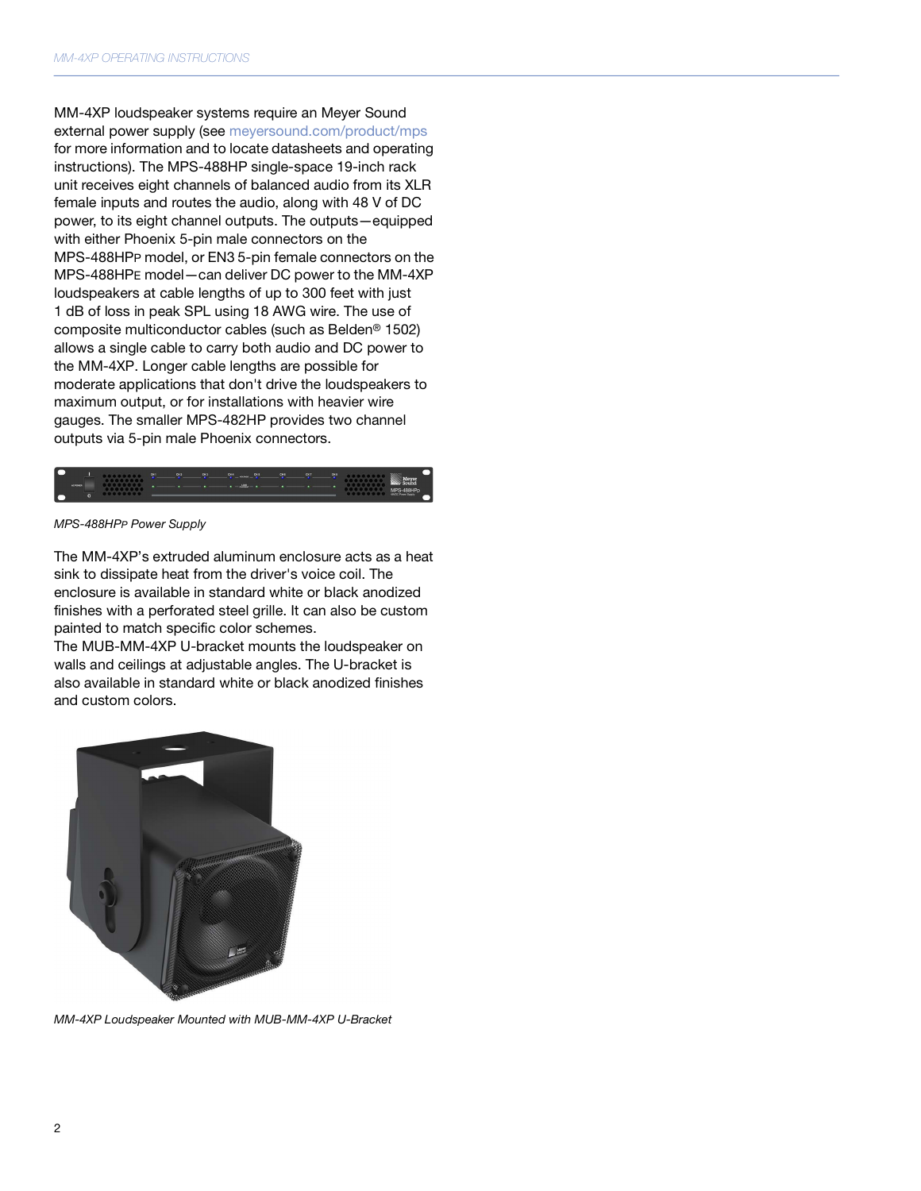MM-4XP loudspeaker systems require an Meyer Sound external power supply (see meyersound.com/product/mps for more information and to locate datasheets and operating instructions). The MPS-488HP single-space 19-inch rack unit receives eight channels of balanced audio from its XLR female inputs and routes the audio, along with 48 V of DC power, to its eight channel outputs. The outputs—equipped with either Phoenix 5-pin male connectors on the MPS-488HPP model, or EN3 5-pin female connectors on the MPS-488HPE model—can deliver DC power to the MM-4XP loudspeakers at cable lengths of up to 300 feet with just 1 dB of loss in peak SPL using 18 AWG wire. The use of composite multiconductor cables (such as Belden® 1502) allows a single cable to carry both audio and DC power to the MM-4XP. Longer cable lengths are possible for moderate applications that don't drive the loudspeakers to maximum output, or for installations with heavier wire gauges. The smaller MPS-482HP provides two channel outputs via 5-pin male Phoenix connectors.

*MPS-488HPP Power Supply*

The MM-4XP's extruded aluminum enclosure acts as a heat sink to dissipate heat from the driver's voice coil. The enclosure is available in standard white or black anodized finishes with a perforated steel grille. It can also be custom painted to match specific color schemes.
The MUB-MM-4XP U-bracket mounts the loudspeaker on walls and ceilings at adjustable angles. The U-bracket is also available in standard white or black anodized finishes and custom colors.

*MM-4XP Loudspeaker Mounted with MUB-MM-4XP U-Bracket*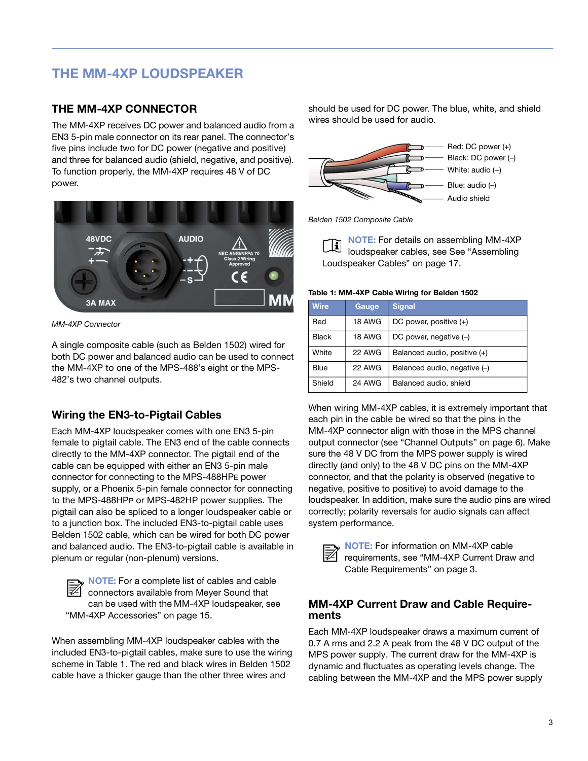# THE MM-4XP LOUDSPEAKER

## THE MM-4XP CONNECTOR

The MM-4XP receives DC power and balanced audio from a EN3 5-pin male connector on its rear panel. The connector's five pins include two for DC power (negative and positive) and three for balanced audio (shield, negative, and positive). To function properly, the MM-4XP requires 48 V of DC power.

*MM-4XP Connector*

A single composite cable (such as Belden 1502) wired for both DC power and balanced audio can be used to connect the MM-4XP to one of the MPS-488's eight or the MPS-482's two channel outputs.

### Wiring the EN3-to-Pigtail Cables

Each MM-4XP loudspeaker comes with one EN3 5-pin female to pigtail cable. The EN3 end of the cable connects directly to the MM-4XP connector. The pigtail end of the cable can be equipped with either an EN3 5-pin male connector for connecting to the MPS-488HPE power supply, or a Phoenix 5-pin female connector for connecting to the MPS-488HPP or MPS-482HP power supplies. The pigtail can also be spliced to a longer loudspeaker cable or to a junction box. The included EN3-to-pigtail cable uses Belden 1502 cable, which can be wired for both DC power and balanced audio. The EN3-to-pigtail cable is available in plenum or regular (non-plenum) versions.

**NOTE:** For a complete list of cables and cable connectors available from Meyer Sound that can be used with the MM-4XP loudspeaker, see "MM-4XP Accessories" on page 15.

When assembling MM-4XP loudspeaker cables with the included EN3-to-pigtail cables, make sure to use the wiring scheme in Table 1. The red and black wires in Belden 1502 cable have a thicker gauge than the other three wires and should be used for DC power. The blue, white, and shield wires should be used for audio.

Red: DC power (+)
Black: DC power (–)
White: audio (+)
Blue: audio (–)
Audio shield

*Belden 1502 Composite Cable*

**NOTE:** For details on assembling MM-4XP loudspeaker cables, see See "Assembling Loudspeaker Cables" on page 17.

**Table 1: MM-4XP Cable Wiring for Belden 1502**

| Wire | Gauge | Signal |
|---|---|---|
| Red | 18 AWG | DC power, positive (+) |
| Black | 18 AWG | DC power, negative (–) |
| White | 22 AWG | Balanced audio, positive (+) |
| Blue | 22 AWG | Balanced audio, negative (–) |
| Shield | 24 AWG | Balanced audio, shield |

When wiring MM-4XP cables, it is extremely important that each pin in the cable be wired so that the pins in the MM-4XP connector align with those in the MPS channel output connector (see "Channel Outputs" on page 6). Make sure the 48 V DC from the MPS power supply is wired directly (and only) to the 48 V DC pins on the MM-4XP connector, and that the polarity is observed (negative to negative, positive to positive) to avoid damage to the loudspeaker. In addition, make sure the audio pins are wired correctly; polarity reversals for audio signals can affect system performance.

**NOTE:** For information on MM-4XP cable requirements, see "MM-4XP Current Draw and Cable Requirements" on page 3.

### MM-4XP Current Draw and Cable Requirements

Each MM-4XP loudspeaker draws a maximum current of 0.7 A rms and 2.2 A peak from the 48 V DC output of the MPS power supply. The current draw for the MM-4XP is dynamic and fluctuates as operating levels change. The cabling between the MM-4XP and the MPS power supply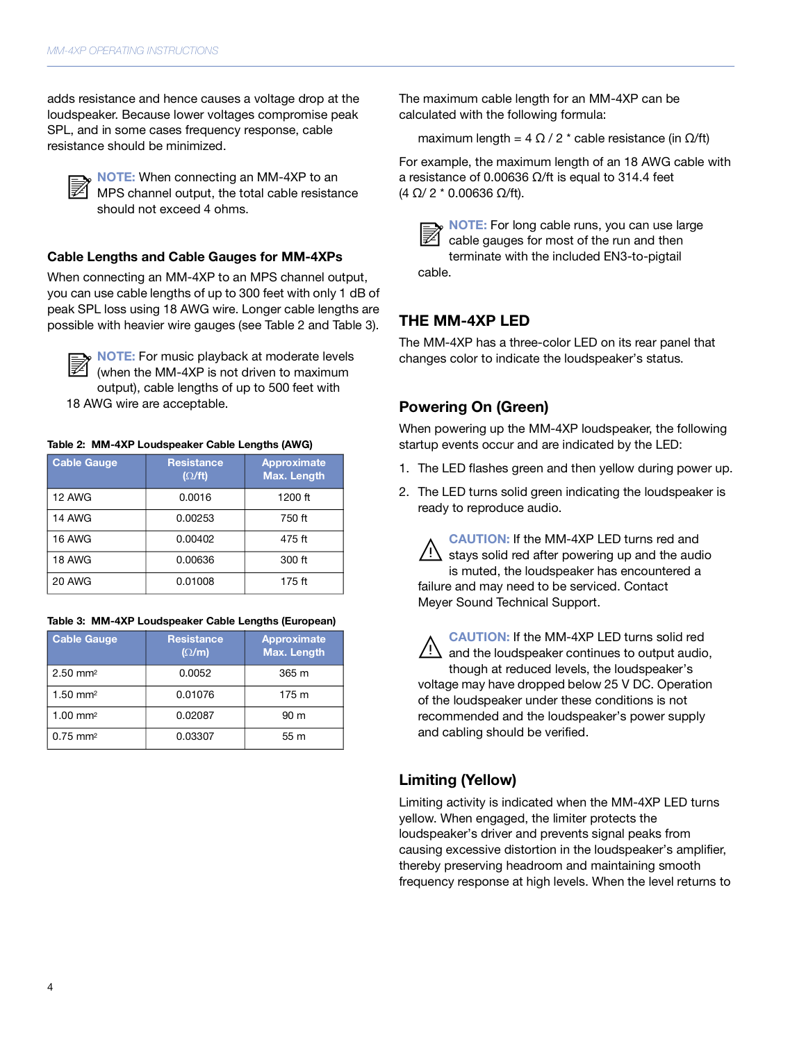adds resistance and hence causes a voltage drop at the loudspeaker. Because lower voltages compromise peak SPL, and in some cases frequency response, cable resistance should be minimized.

**NOTE:** When connecting an MM-4XP to an MPS channel output, the total cable resistance should not exceed 4 ohms.

### Cable Lengths and Cable Gauges for MM-4XPs

When connecting an MM-4XP to an MPS channel output, you can use cable lengths of up to 300 feet with only 1 dB of peak SPL loss using 18 AWG wire. Longer cable lengths are possible with heavier wire gauges (see Table 2 and Table 3).

**NOTE:** For music playback at moderate levels (when the MM-4XP is not driven to maximum output), cable lengths of up to 500 feet with 18 AWG wire are acceptable.

**Table 2: MM-4XP Loudspeaker Cable Lengths (AWG)**

| Cable Gauge | Resistance (Ω/ft) | Approximate Max. Length |
|---|---|---|
| 12 AWG | 0.0016 | 1200 ft |
| 14 AWG | 0.00253 | 750 ft |
| 16 AWG | 0.00402 | 475 ft |
| 18 AWG | 0.00636 | 300 ft |
| 20 AWG | 0.01008 | 175 ft |

**Table 3: MM-4XP Loudspeaker Cable Lengths (European)**

| Cable Gauge | Resistance (Ω/m) | Approximate Max. Length |
|---|---|---|
| 2.50 mm² | 0.0052 | 365 m |
| 1.50 mm² | 0.01076 | 175 m |
| 1.00 mm² | 0.02087 | 90 m |
| 0.75 mm² | 0.03307 | 55 m |

The maximum cable length for an MM-4XP can be calculated with the following formula:

maximum length = 4 Ω / 2 * cable resistance (in Ω/ft)

For example, the maximum length of an 18 AWG cable with a resistance of 0.00636 Ω/ft is equal to 314.4 feet (4 Ω/ 2 * 0.00636 Ω/ft).

**NOTE:** For long cable runs, you can use large cable gauges for most of the run and then terminate with the included EN3-to-pigtail cable.

## THE MM-4XP LED

The MM-4XP has a three-color LED on its rear panel that changes color to indicate the loudspeaker's status.

### Powering On (Green)

When powering up the MM-4XP loudspeaker, the following startup events occur and are indicated by the LED:

1. The LED flashes green and then yellow during power up.
2. The LED turns solid green indicating the loudspeaker is ready to reproduce audio.

**CAUTION:** If the MM-4XP LED turns red and stays solid red after powering up and the audio is muted, the loudspeaker has encountered a failure and may need to be serviced. Contact Meyer Sound Technical Support.

**CAUTION:** If the MM-4XP LED turns solid red and the loudspeaker continues to output audio, though at reduced levels, the loudspeaker's voltage may have dropped below 25 V DC. Operation of the loudspeaker under these conditions is not recommended and the loudspeaker's power supply and cabling should be verified.

### Limiting (Yellow)

Limiting activity is indicated when the MM-4XP LED turns yellow. When engaged, the limiter protects the loudspeaker's driver and prevents signal peaks from causing excessive distortion in the loudspeaker's amplifier, thereby preserving headroom and maintaining smooth frequency response at high levels. When the level returns to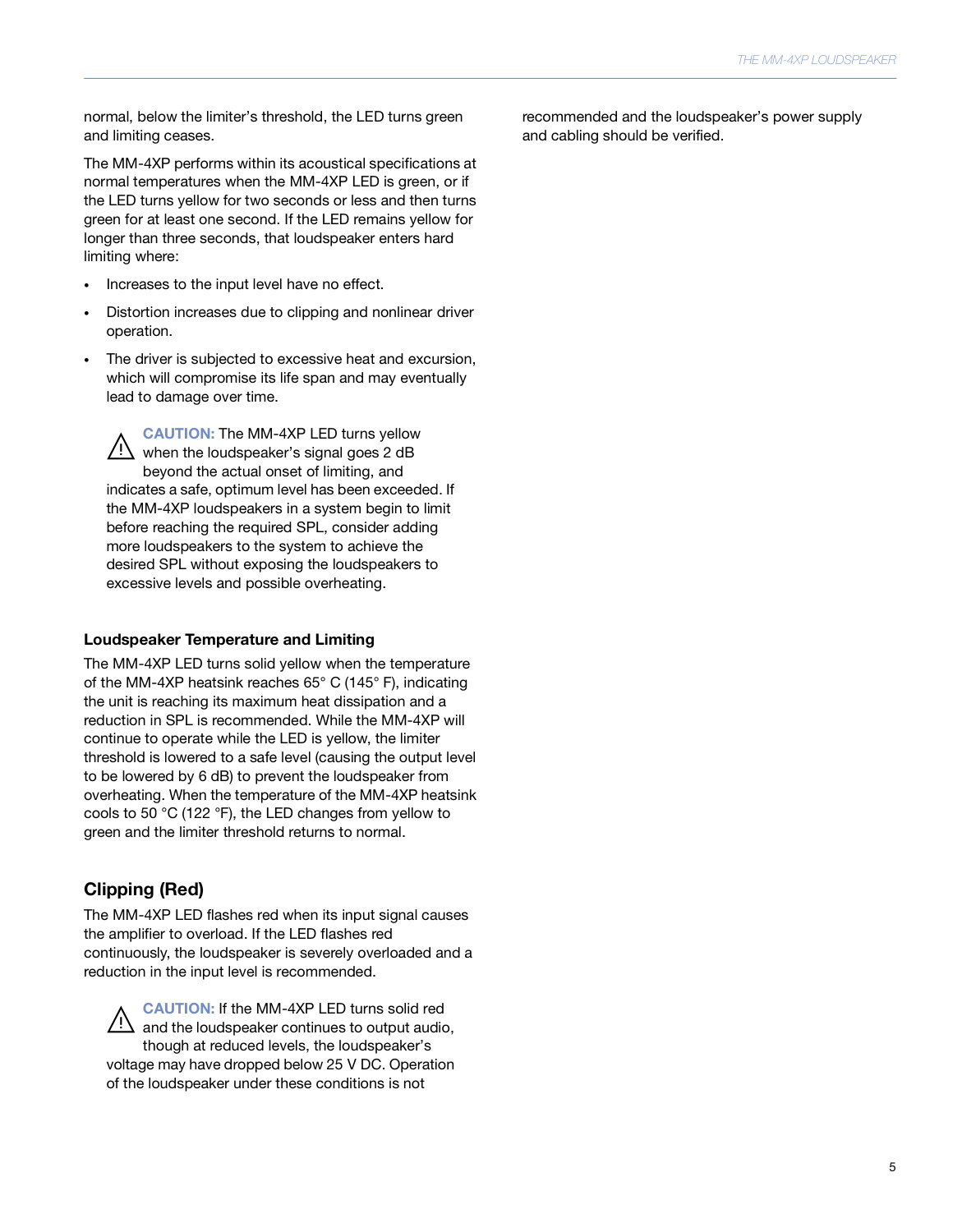normal, below the limiter's threshold, the LED turns green and limiting ceases.

The MM-4XP performs within its acoustical specifications at normal temperatures when the MM-4XP LED is green, or if the LED turns yellow for two seconds or less and then turns green for at least one second. If the LED remains yellow for longer than three seconds, that loudspeaker enters hard limiting where:

- Increases to the input level have no effect.
- Distortion increases due to clipping and nonlinear driver operation.
- The driver is subjected to excessive heat and excursion, which will compromise its life span and may eventually lead to damage over time.

> ⚠ **CAUTION:** The MM-4XP LED turns yellow when the loudspeaker's signal goes 2 dB beyond the actual onset of limiting, and indicates a safe, optimum level has been exceeded. If the MM-4XP loudspeakers in a system begin to limit before reaching the required SPL, consider adding more loudspeakers to the system to achieve the desired SPL without exposing the loudspeakers to excessive levels and possible overheating.

#### Loudspeaker Temperature and Limiting

The MM-4XP LED turns solid yellow when the temperature of the MM-4XP heatsink reaches 65° C (145° F), indicating the unit is reaching its maximum heat dissipation and a reduction in SPL is recommended. While the MM-4XP will continue to operate while the LED is yellow, the limiter threshold is lowered to a safe level (causing the output level to be lowered by 6 dB) to prevent the loudspeaker from overheating. When the temperature of the MM-4XP heatsink cools to 50 °C (122 °F), the LED changes from yellow to green and the limiter threshold returns to normal.

### Clipping (Red)

The MM-4XP LED flashes red when its input signal causes the amplifier to overload. If the LED flashes red continuously, the loudspeaker is severely overloaded and a reduction in the input level is recommended.

> ⚠ **CAUTION:** If the MM-4XP LED turns solid red and the loudspeaker continues to output audio, though at reduced levels, the loudspeaker's voltage may have dropped below 25 V DC. Operation of the loudspeaker under these conditions is not recommended and the loudspeaker's power supply and cabling should be verified.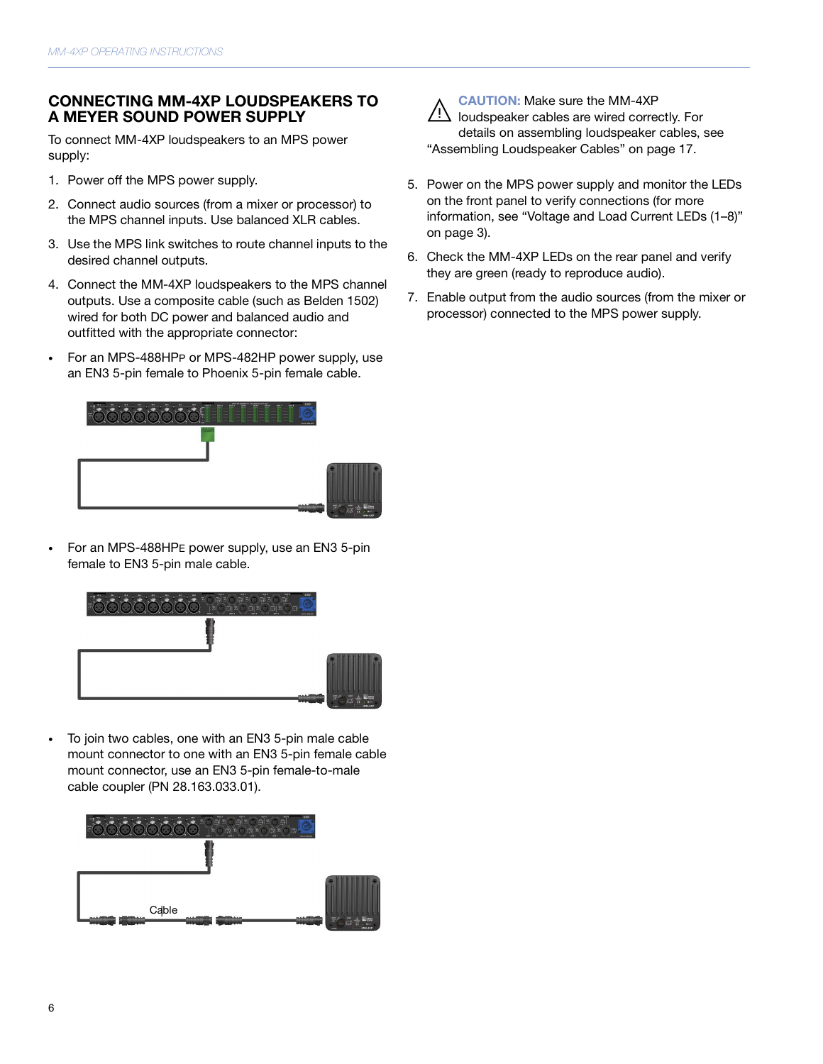## CONNECTING MM-4XP LOUDSPEAKERS TO A MEYER SOUND POWER SUPPLY

To connect MM-4XP loudspeakers to an MPS power supply:

1. Power off the MPS power supply.
2. Connect audio sources (from a mixer or processor) to the MPS channel inputs. Use balanced XLR cables.
3. Use the MPS link switches to route channel inputs to the desired channel outputs.
4. Connect the MM-4XP loudspeakers to the MPS channel outputs. Use a composite cable (such as Belden 1502) wired for both DC power and balanced audio and outfitted with the appropriate connector:

- For an MPS-488HPP or MPS-482HP power supply, use an EN3 5-pin female to Phoenix 5-pin female cable.
- For an MPS-488HPE power supply, use an EN3 5-pin female to EN3 5-pin male cable.
- To join two cables, one with an EN3 5-pin male cable mount connector to one with an EN3 5-pin female cable mount connector, use an EN3 5-pin female-to-male cable coupler (PN 28.163.033.01).

Cable

**CAUTION:** Make sure the MM-4XP loudspeaker cables are wired correctly. For details on assembling loudspeaker cables, see "Assembling Loudspeaker Cables" on page 17.

5. Power on the MPS power supply and monitor the LEDs on the front panel to verify connections (for more information, see "Voltage and Load Current LEDs (1–8)" on page 3).
6. Check the MM-4XP LEDs on the rear panel and verify they are green (ready to reproduce audio).
7. Enable output from the audio sources (from the mixer or processor) connected to the MPS power supply.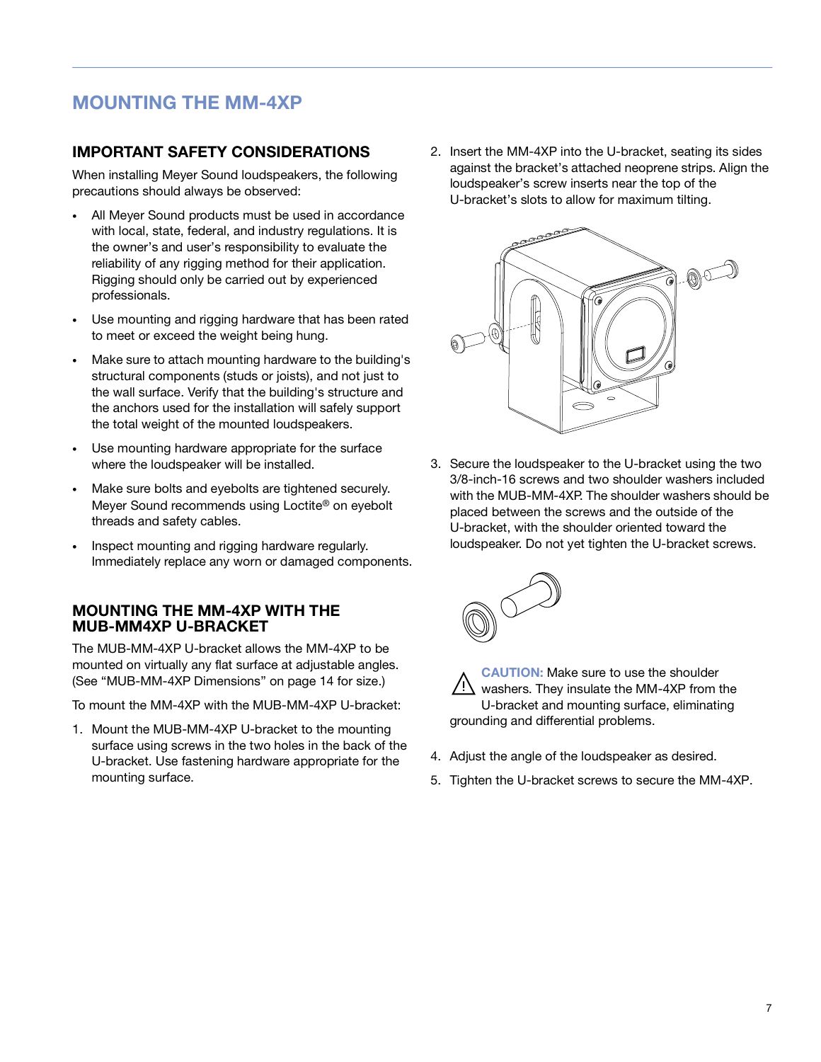# MOUNTING THE MM-4XP

## IMPORTANT SAFETY CONSIDERATIONS

When installing Meyer Sound loudspeakers, the following precautions should always be observed:

- All Meyer Sound products must be used in accordance with local, state, federal, and industry regulations. It is the owner's and user's responsibility to evaluate the reliability of any rigging method for their application. Rigging should only be carried out by experienced professionals.
- Use mounting and rigging hardware that has been rated to meet or exceed the weight being hung.
- Make sure to attach mounting hardware to the building's structural components (studs or joists), and not just to the wall surface. Verify that the building's structure and the anchors used for the installation will safely support the total weight of the mounted loudspeakers.
- Use mounting hardware appropriate for the surface where the loudspeaker will be installed.
- Make sure bolts and eyebolts are tightened securely. Meyer Sound recommends using Loctite® on eyebolt threads and safety cables.
- Inspect mounting and rigging hardware regularly. Immediately replace any worn or damaged components.

## MOUNTING THE MM-4XP WITH THE MUB-MM4XP U-BRACKET

The MUB-MM-4XP U-bracket allows the MM-4XP to be mounted on virtually any flat surface at adjustable angles. (See "MUB-MM-4XP Dimensions" on page 14 for size.)

To mount the MM-4XP with the MUB-MM-4XP U-bracket:

1. Mount the MUB-MM-4XP U-bracket to the mounting surface using screws in the two holes in the back of the U-bracket. Use fastening hardware appropriate for the mounting surface.
2. Insert the MM-4XP into the U-bracket, seating its sides against the bracket's attached neoprene strips. Align the loudspeaker's screw inserts near the top of the U-bracket's slots to allow for maximum tilting.
3. Secure the loudspeaker to the U-bracket using the two 3/8-inch-16 screws and two shoulder washers included with the MUB-MM-4XP. The shoulder washers should be placed between the screws and the outside of the U-bracket, with the shoulder oriented toward the loudspeaker. Do not yet tighten the U-bracket screws.

**CAUTION:** Make sure to use the shoulder washers. They insulate the MM-4XP from the U-bracket and mounting surface, eliminating grounding and differential problems.

4. Adjust the angle of the loudspeaker as desired.
5. Tighten the U-bracket screws to secure the MM-4XP.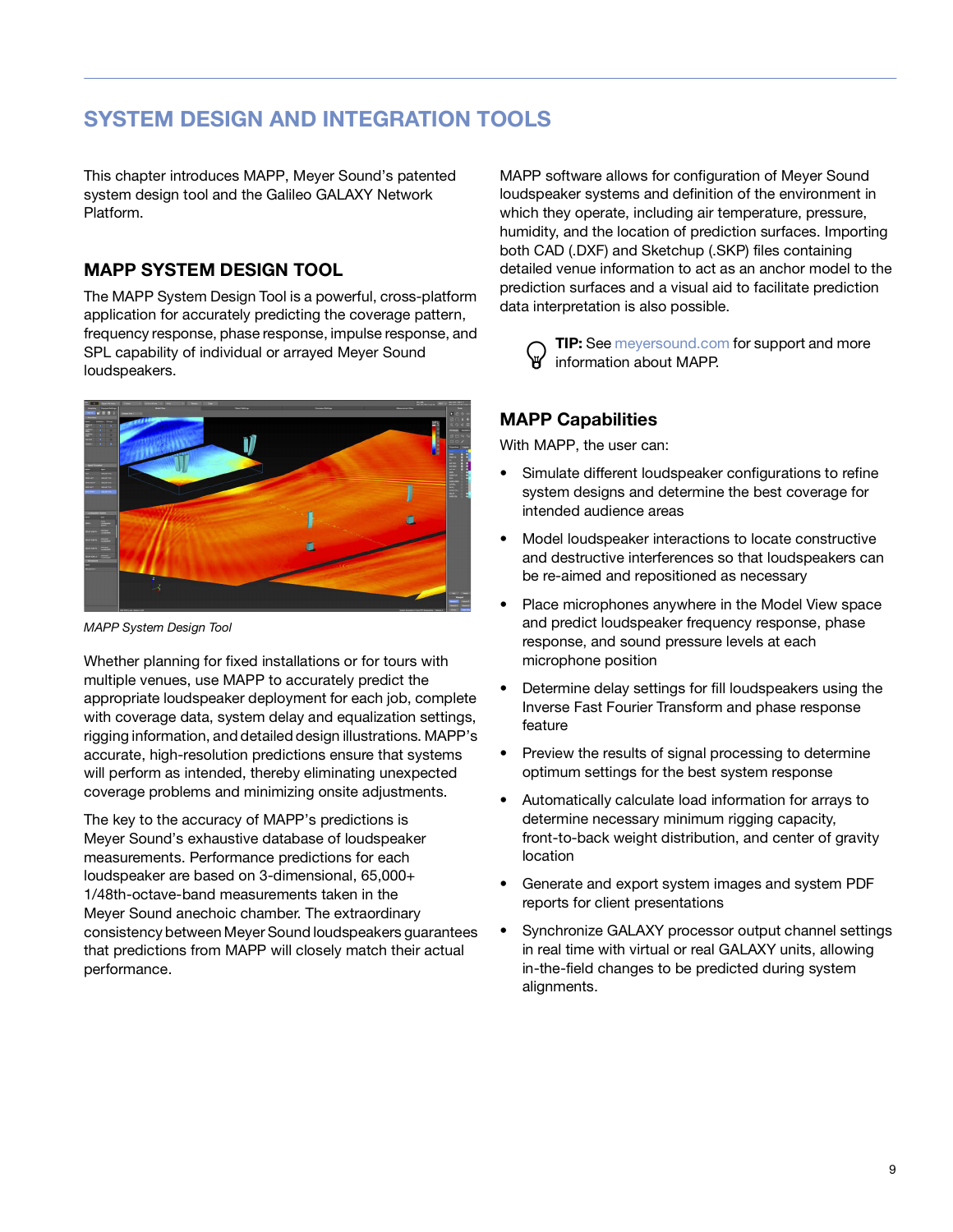# SYSTEM DESIGN AND INTEGRATION TOOLS

This chapter introduces MAPP, Meyer Sound's patented system design tool and the Galileo GALAXY Network Platform.

## MAPP SYSTEM DESIGN TOOL

The MAPP System Design Tool is a powerful, cross-platform application for accurately predicting the coverage pattern, frequency response, phase response, impulse response, and SPL capability of individual or arrayed Meyer Sound loudspeakers.

*MAPP System Design Tool*

Whether planning for fixed installations or for tours with multiple venues, use MAPP to accurately predict the appropriate loudspeaker deployment for each job, complete with coverage data, system delay and equalization settings, rigging information, and detailed design illustrations. MAPP's accurate, high-resolution predictions ensure that systems will perform as intended, thereby eliminating unexpected coverage problems and minimizing onsite adjustments.

The key to the accuracy of MAPP's predictions is Meyer Sound's exhaustive database of loudspeaker measurements. Performance predictions for each loudspeaker are based on 3-dimensional, 65,000+ 1/48th-octave-band measurements taken in the Meyer Sound anechoic chamber. The extraordinary consistency between Meyer Sound loudspeakers guarantees that predictions from MAPP will closely match their actual performance.

MAPP software allows for configuration of Meyer Sound loudspeaker systems and definition of the environment in which they operate, including air temperature, pressure, humidity, and the location of prediction surfaces. Importing both CAD (.DXF) and Sketchup (.SKP) files containing detailed venue information to act as an anchor model to the prediction surfaces and a visual aid to facilitate prediction data interpretation is also possible.

**TIP:** See meyersound.com for support and more information about MAPP.

### MAPP Capabilities

With MAPP, the user can:

- Simulate different loudspeaker configurations to refine system designs and determine the best coverage for intended audience areas
- Model loudspeaker interactions to locate constructive and destructive interferences so that loudspeakers can be re-aimed and repositioned as necessary
- Place microphones anywhere in the Model View space and predict loudspeaker frequency response, phase response, and sound pressure levels at each microphone position
- Determine delay settings for fill loudspeakers using the Inverse Fast Fourier Transform and phase response feature
- Preview the results of signal processing to determine optimum settings for the best system response
- Automatically calculate load information for arrays to determine necessary minimum rigging capacity, front-to-back weight distribution, and center of gravity location
- Generate and export system images and system PDF reports for client presentations
- Synchronize GALAXY processor output channel settings in real time with virtual or real GALAXY units, allowing in-the-field changes to be predicted during system alignments.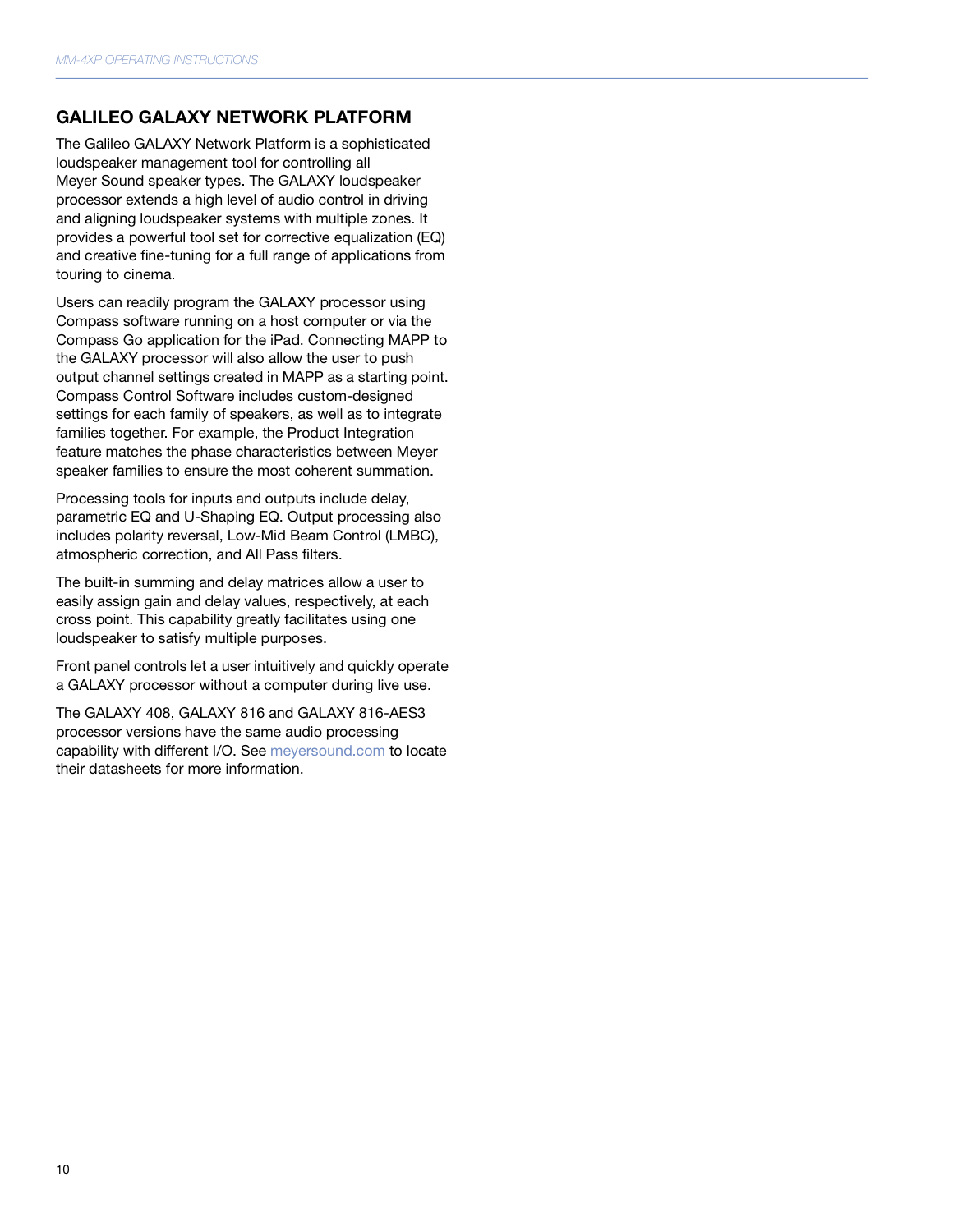## GALILEO GALAXY NETWORK PLATFORM

The Galileo GALAXY Network Platform is a sophisticated loudspeaker management tool for controlling all Meyer Sound speaker types. The GALAXY loudspeaker processor extends a high level of audio control in driving and aligning loudspeaker systems with multiple zones. It provides a powerful tool set for corrective equalization (EQ) and creative fine-tuning for a full range of applications from touring to cinema.

Users can readily program the GALAXY processor using Compass software running on a host computer or via the Compass Go application for the iPad. Connecting MAPP to the GALAXY processor will also allow the user to push output channel settings created in MAPP as a starting point. Compass Control Software includes custom-designed settings for each family of speakers, as well as to integrate families together. For example, the Product Integration feature matches the phase characteristics between Meyer speaker families to ensure the most coherent summation.

Processing tools for inputs and outputs include delay, parametric EQ and U-Shaping EQ. Output processing also includes polarity reversal, Low-Mid Beam Control (LMBC), atmospheric correction, and All Pass filters.

The built-in summing and delay matrices allow a user to easily assign gain and delay values, respectively, at each cross point. This capability greatly facilitates using one loudspeaker to satisfy multiple purposes.

Front panel controls let a user intuitively and quickly operate a GALAXY processor without a computer during live use.

The GALAXY 408, GALAXY 816 and GALAXY 816-AES3 processor versions have the same audio processing capability with different I/O. See meyersound.com to locate their datasheets for more information.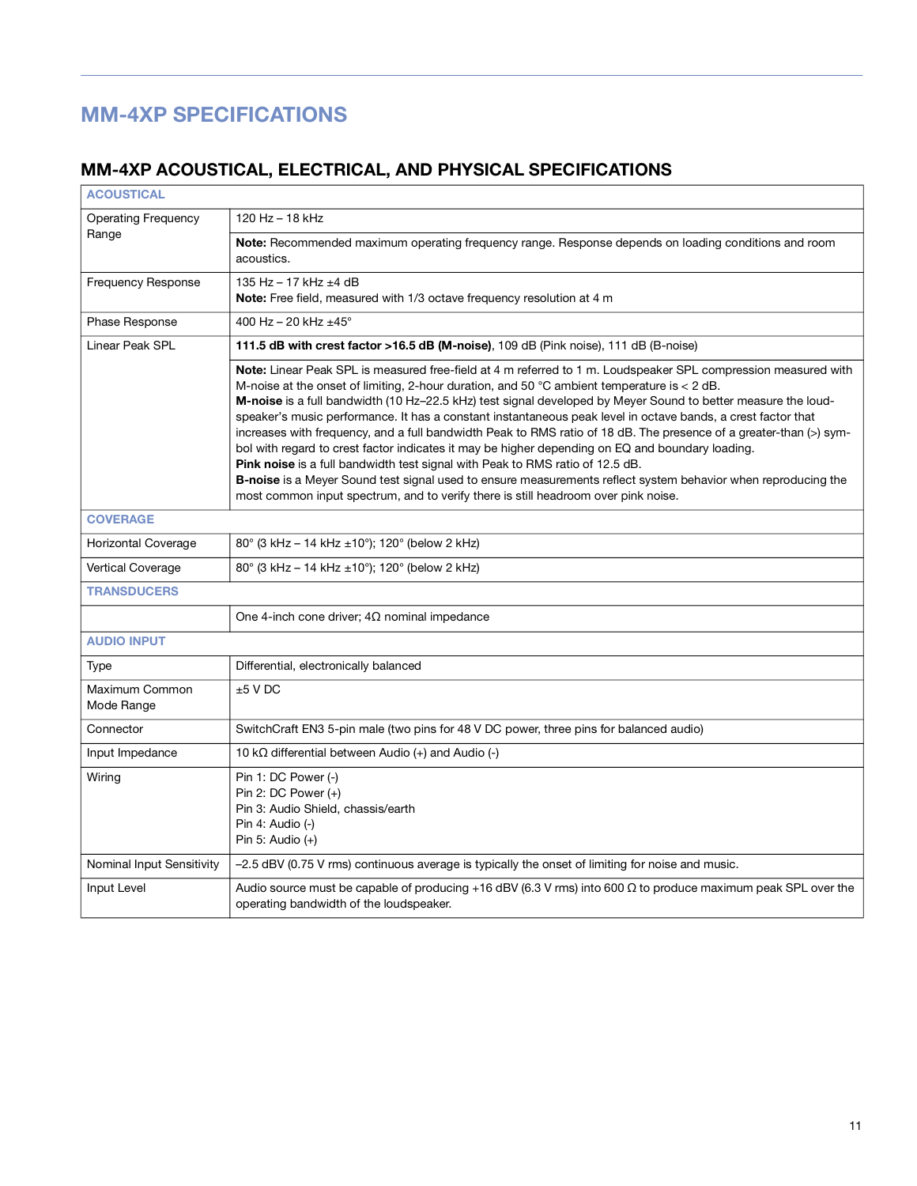# MM-4XP SPECIFICATIONS

## MM-4XP ACOUSTICAL, ELECTRICAL, AND PHYSICAL SPECIFICATIONS

| ACOUSTICAL | |
|---|---|
| Operating Frequency Range | 120 Hz – 18 kHz |
| | **Note:** Recommended maximum operating frequency range. Response depends on loading conditions and room acoustics. |
| Frequency Response | 135 Hz – 17 kHz ±4 dB<br>**Note:** Free field, measured with 1/3 octave frequency resolution at 4 m |
| Phase Response | 400 Hz – 20 kHz ±45° |
| Linear Peak SPL | **111.5 dB with crest factor >16.5 dB (M-noise)**, 109 dB (Pink noise), 111 dB (B-noise) |
| | **Note:** Linear Peak SPL is measured free-field at 4 m referred to 1 m. Loudspeaker SPL compression measured with M-noise at the onset of limiting, 2-hour duration, and 50 °C ambient temperature is < 2 dB.<br>**M-noise** is a full bandwidth (10 Hz–22.5 kHz) test signal developed by Meyer Sound to better measure the loudspeaker's music performance. It has a constant instantaneous peak level in octave bands, a crest factor that increases with frequency, and a full bandwidth Peak to RMS ratio of 18 dB. The presence of a greater-than (>) symbol with regard to crest factor indicates it may be higher depending on EQ and boundary loading.<br>**Pink noise** is a full bandwidth test signal with Peak to RMS ratio of 12.5 dB.<br>**B-noise** is a Meyer Sound test signal used to ensure measurements reflect system behavior when reproducing the most common input spectrum, and to verify there is still headroom over pink noise. |
| **COVERAGE** | |
| Horizontal Coverage | 80° (3 kHz – 14 kHz ±10°); 120° (below 2 kHz) |
| Vertical Coverage | 80° (3 kHz – 14 kHz ±10°); 120° (below 2 kHz) |
| **TRANSDUCERS** | |
| | One 4-inch cone driver; 4Ω nominal impedance |
| **AUDIO INPUT** | |
| Type | Differential, electronically balanced |
| Maximum Common Mode Range | ±5 V DC |
| Connector | SwitchCraft EN3 5-pin male (two pins for 48 V DC power, three pins for balanced audio) |
| Input Impedance | 10 kΩ differential between Audio (+) and Audio (-) |
| Wiring | Pin 1: DC Power (-)<br>Pin 2: DC Power (+)<br>Pin 3: Audio Shield, chassis/earth<br>Pin 4: Audio (-)<br>Pin 5: Audio (+) |
| Nominal Input Sensitivity | –2.5 dBV (0.75 V rms) continuous average is typically the onset of limiting for noise and music. |
| Input Level | Audio source must be capable of producing +16 dBV (6.3 V rms) into 600 Ω to produce maximum peak SPL over the operating bandwidth of the loudspeaker. |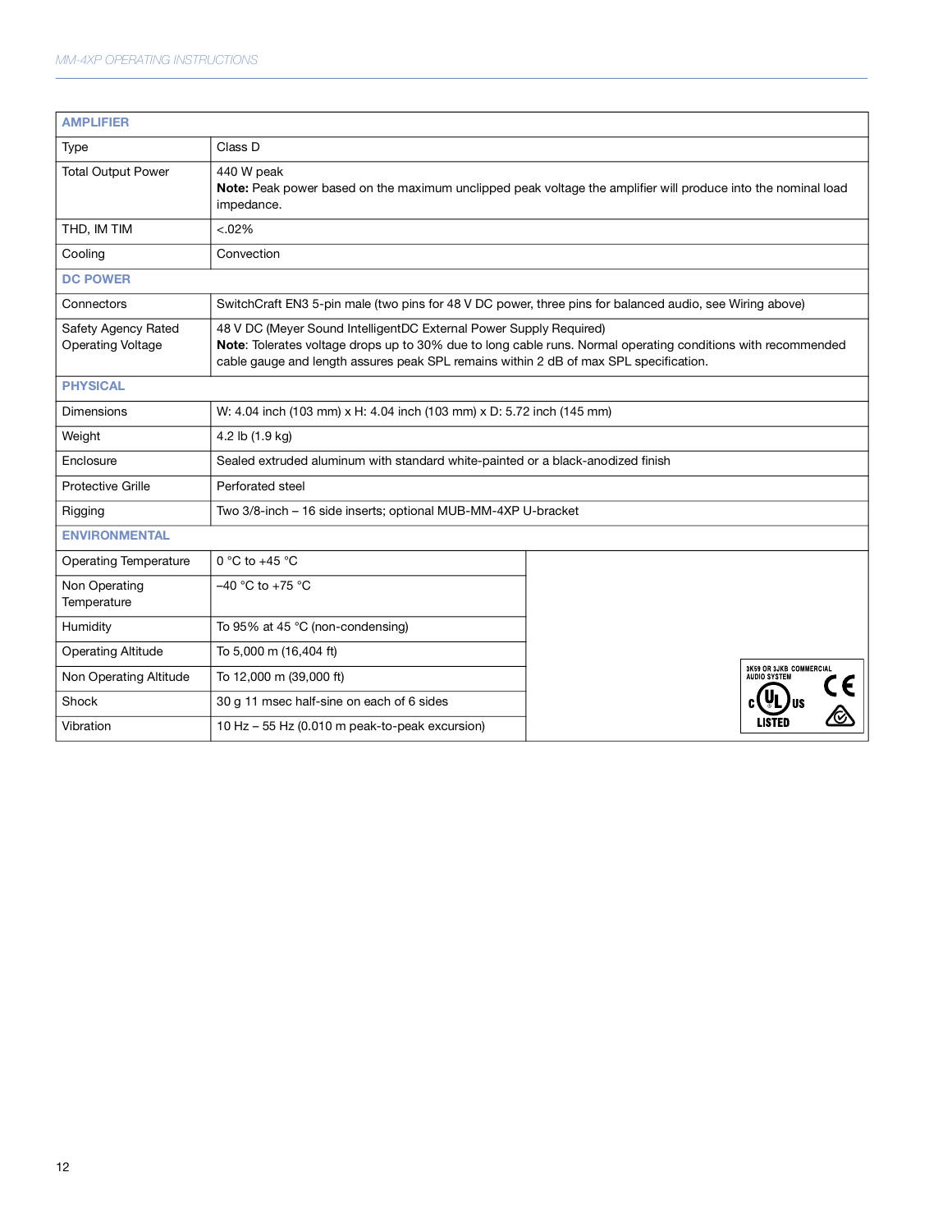| AMPLIFIER | |
|---|---|
| Type | Class D |
| Total Output Power | 440 W peak<br>**Note:** Peak power based on the maximum unclipped peak voltage the amplifier will produce into the nominal load impedance. |
| THD, IM TIM | <.02% |
| Cooling | Convection |
| **DC POWER** | |
| Connectors | SwitchCraft EN3 5-pin male (two pins for 48 V DC power, three pins for balanced audio, see Wiring above) |
| Safety Agency Rated Operating Voltage | 48 V DC (Meyer Sound IntelligentDC External Power Supply Required)<br>**Note**: Tolerates voltage drops up to 30% due to long cable runs. Normal operating conditions with recommended cable gauge and length assures peak SPL remains within 2 dB of max SPL specification. |
| **PHYSICAL** | |
| Dimensions | W: 4.04 inch (103 mm) x H: 4.04 inch (103 mm) x D: 5.72 inch (145 mm) |
| Weight | 4.2 lb (1.9 kg) |
| Enclosure | Sealed extruded aluminum with standard white-painted or a black-anodized finish |
| Protective Grille | Perforated steel |
| Rigging | Two 3/8-inch – 16 side inserts; optional MUB-MM-4XP U-bracket |
| **ENVIRONMENTAL** | |
| Operating Temperature | 0 °C to +45 °C |
| Non Operating Temperature | –40 °C to +75 °C |
| Humidity | To 95% at 45 °C (non-condensing) |
| Operating Altitude | To 5,000 m (16,404 ft) |
| Non Operating Altitude | To 12,000 m (39,000 ft) |
| Shock | 30 g 11 msec half-sine on each of 6 sides |
| Vibration | 10 Hz – 55 Hz (0.010 m peak-to-peak excursion) |

3K59 OR 3JKB COMMERCIAL AUDIO SYSTEM

c UL us LISTED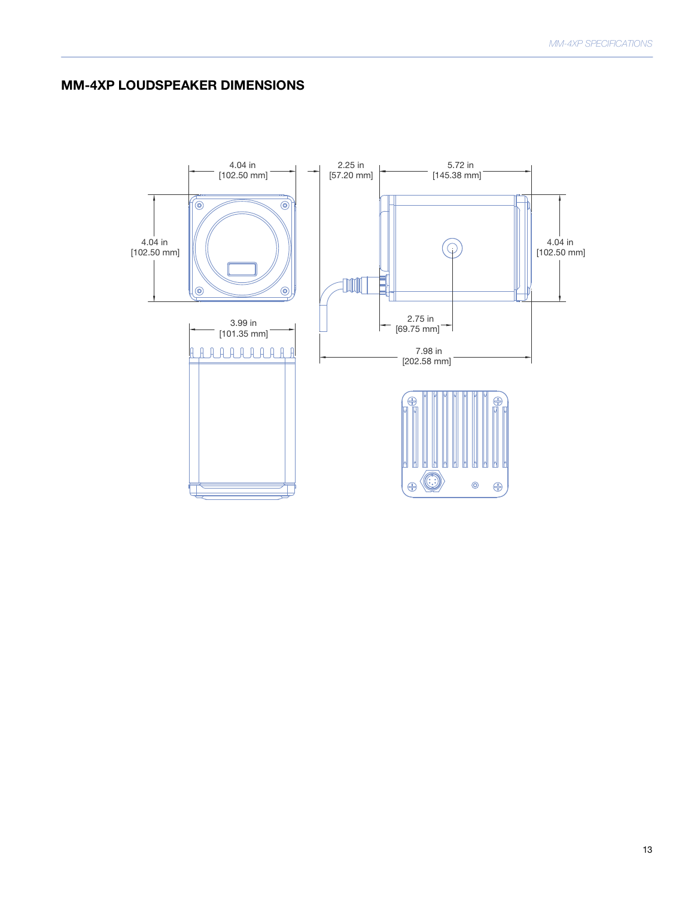## MM-4XP LOUDSPEAKER DIMENSIONS

4.04 in
[102.50 mm]

4.04 in
[102.50 mm]

2.25 in
[57.20 mm]

5.72 in
[145.38 mm]

4.04 in
[102.50 mm]

3.99 in
[101.35 mm]

2.75 in
[69.75 mm]

7.98 in
[202.58 mm]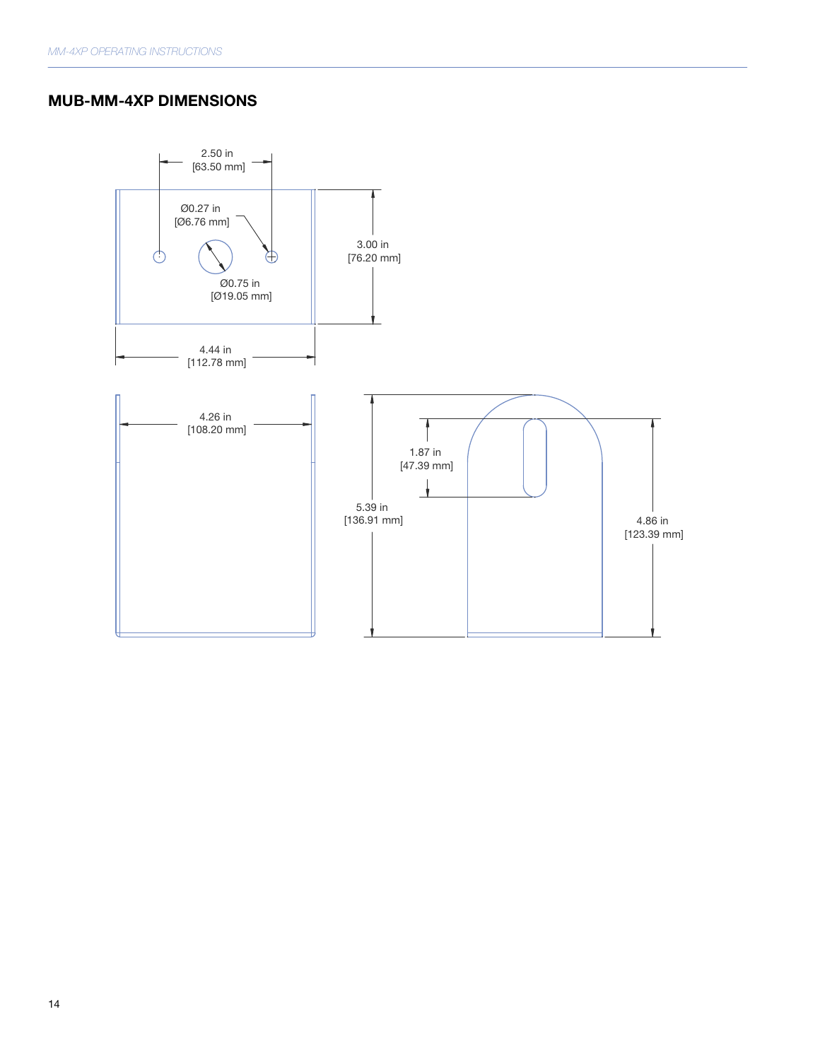## MUB-MM-4XP DIMENSIONS

2.50 in
[63.50 mm]

Ø0.27 in
[Ø6.76 mm]

3.00 in
[76.20 mm]

Ø0.75 in
[Ø19.05 mm]

4.44 in
[112.78 mm]

4.26 in
[108.20 mm]

1.87 in
[47.39 mm]

5.39 in
[136.91 mm]

4.86 in
[123.39 mm]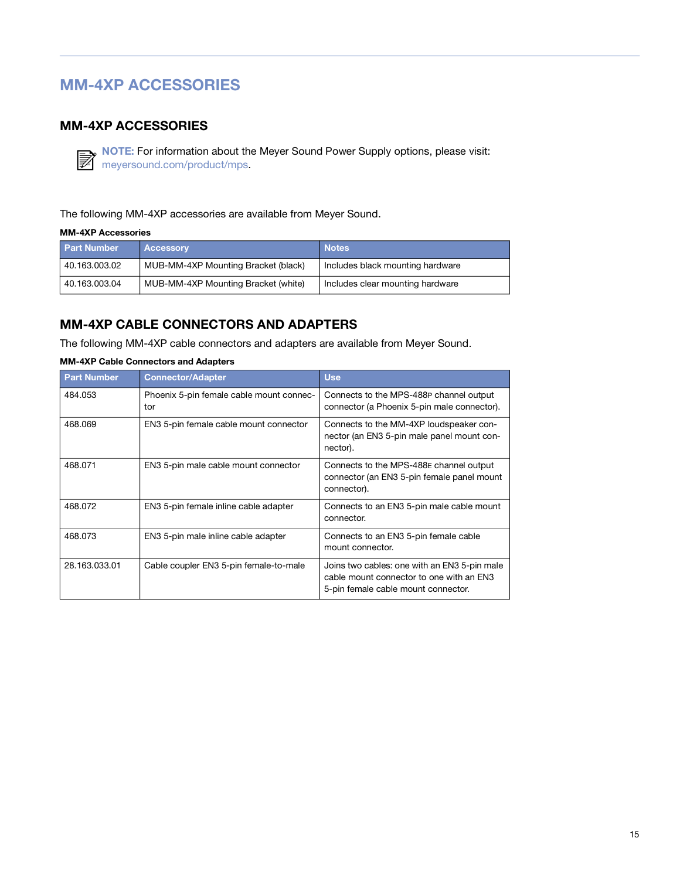# MM-4XP ACCESSORIES

## MM-4XP ACCESSORIES

**NOTE:** For information about the Meyer Sound Power Supply options, please visit: meyersound.com/product/mps.

The following MM-4XP accessories are available from Meyer Sound.

**MM-4XP Accessories**

| Part Number | Accessory | Notes |
| --- | --- | --- |
| 40.163.003.02 | MUB-MM-4XP Mounting Bracket (black) | Includes black mounting hardware |
| 40.163.003.04 | MUB-MM-4XP Mounting Bracket (white) | Includes clear mounting hardware |

## MM-4XP CABLE CONNECTORS AND ADAPTERS

The following MM-4XP cable connectors and adapters are available from Meyer Sound.

**MM-4XP Cable Connectors and Adapters**

| Part Number | Connector/Adapter | Use |
| --- | --- | --- |
| 484.053 | Phoenix 5-pin female cable mount connector | Connects to the MPS-488P channel output connector (a Phoenix 5-pin male connector). |
| 468.069 | EN3 5-pin female cable mount connector | Connects to the MM-4XP loudspeaker connector (an EN3 5-pin male panel mount connector). |
| 468.071 | EN3 5-pin male cable mount connector | Connects to the MPS-488E channel output connector (an EN3 5-pin female panel mount connector). |
| 468.072 | EN3 5-pin female inline cable adapter | Connects to an EN3 5-pin male cable mount connector. |
| 468.073 | EN3 5-pin male inline cable adapter | Connects to an EN3 5-pin female cable mount connector. |
| 28.163.033.01 | Cable coupler EN3 5-pin female-to-male | Joins two cables: one with an EN3 5-pin male cable mount connector to one with an EN3 5-pin female cable mount connector. |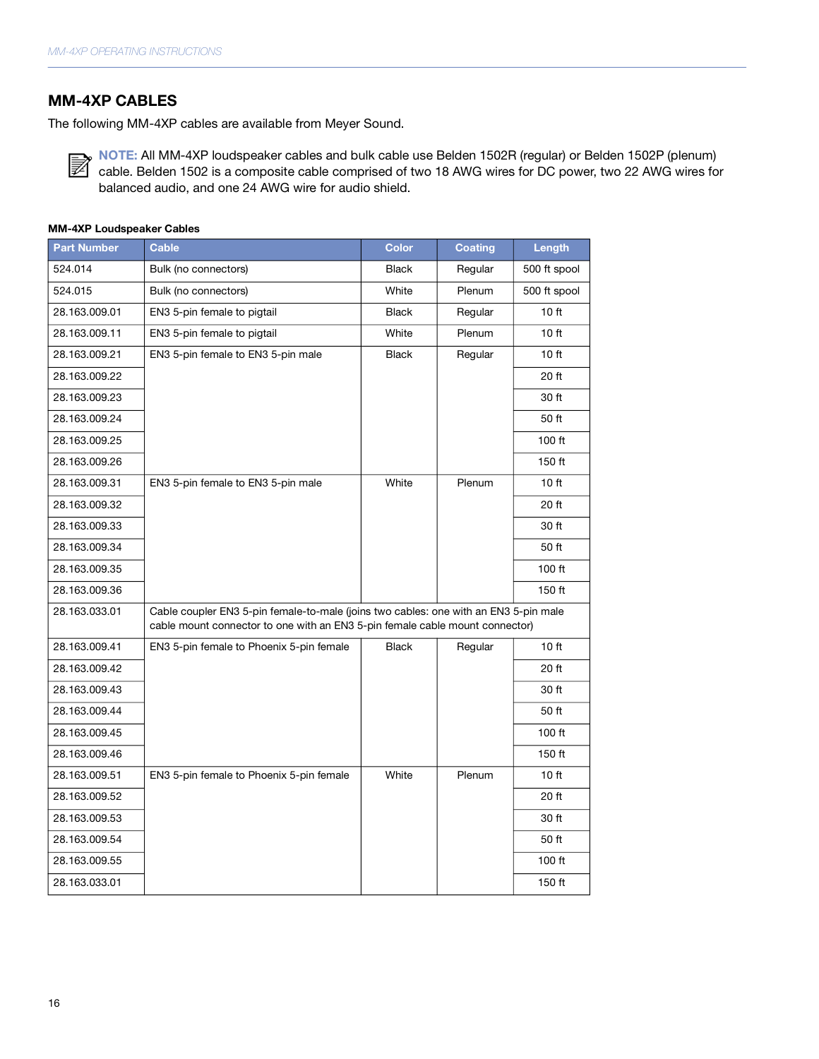## MM-4XP CABLES

The following MM-4XP cables are available from Meyer Sound.

**NOTE:** All MM-4XP loudspeaker cables and bulk cable use Belden 1502R (regular) or Belden 1502P (plenum) cable. Belden 1502 is a composite cable comprised of two 18 AWG wires for DC power, two 22 AWG wires for balanced audio, and one 24 AWG wire for audio shield.

**MM-4XP Loudspeaker Cables**

| Part Number | Cable | Color | Coating | Length |
|---|---|---|---|---|
| 524.014 | Bulk (no connectors) | Black | Regular | 500 ft spool |
| 524.015 | Bulk (no connectors) | White | Plenum | 500 ft spool |
| 28.163.009.01 | EN3 5-pin female to pigtail | Black | Regular | 10 ft |
| 28.163.009.11 | EN3 5-pin female to pigtail | White | Plenum | 10 ft |
| 28.163.009.21 | EN3 5-pin female to EN3 5-pin male | Black | Regular | 10 ft |
| 28.163.009.22 | | | | 20 ft |
| 28.163.009.23 | | | | 30 ft |
| 28.163.009.24 | | | | 50 ft |
| 28.163.009.25 | | | | 100 ft |
| 28.163.009.26 | | | | 150 ft |
| 28.163.009.31 | EN3 5-pin female to EN3 5-pin male | White | Plenum | 10 ft |
| 28.163.009.32 | | | | 20 ft |
| 28.163.009.33 | | | | 30 ft |
| 28.163.009.34 | | | | 50 ft |
| 28.163.009.35 | | | | 100 ft |
| 28.163.009.36 | | | | 150 ft |
| 28.163.033.01 | Cable coupler EN3 5-pin female-to-male (joins two cables: one with an EN3 5-pin male cable mount connector to one with an EN3 5-pin female cable mount connector) | | | |
| 28.163.009.41 | EN3 5-pin female to Phoenix 5-pin female | Black | Regular | 10 ft |
| 28.163.009.42 | | | | 20 ft |
| 28.163.009.43 | | | | 30 ft |
| 28.163.009.44 | | | | 50 ft |
| 28.163.009.45 | | | | 100 ft |
| 28.163.009.46 | | | | 150 ft |
| 28.163.009.51 | EN3 5-pin female to Phoenix 5-pin female | White | Plenum | 10 ft |
| 28.163.009.52 | | | | 20 ft |
| 28.163.009.53 | | | | 30 ft |
| 28.163.009.54 | | | | 50 ft |
| 28.163.009.55 | | | | 100 ft |
| 28.163.033.01 | | | | 150 ft |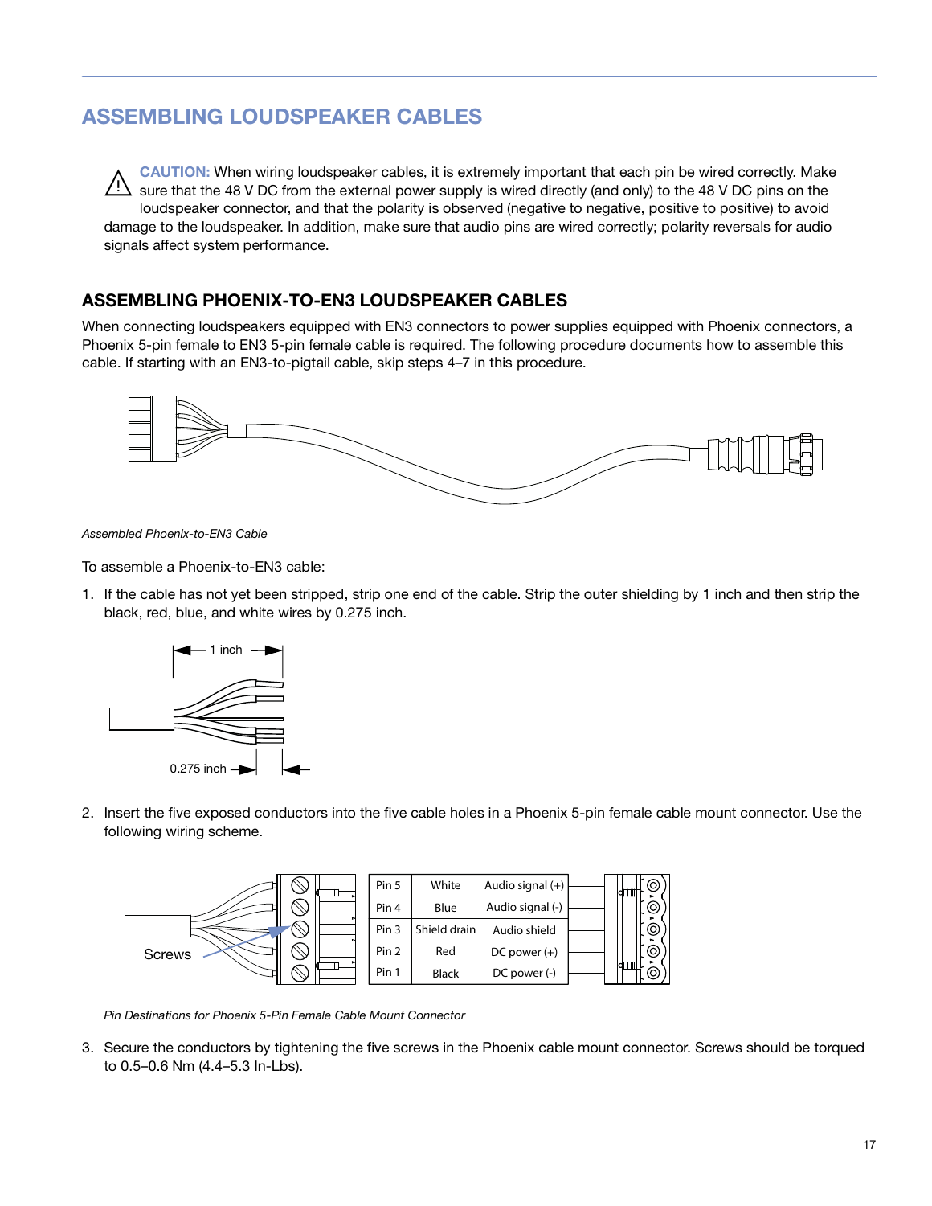## ASSEMBLING LOUDSPEAKER CABLES

**CAUTION:** When wiring loudspeaker cables, it is extremely important that each pin be wired correctly. Make sure that the 48 V DC from the external power supply is wired directly (and only) to the 48 V DC pins on the loudspeaker connector, and that the polarity is observed (negative to negative, positive to positive) to avoid damage to the loudspeaker. In addition, make sure that audio pins are wired correctly; polarity reversals for audio signals affect system performance.

### ASSEMBLING PHOENIX-TO-EN3 LOUDSPEAKER CABLES

When connecting loudspeakers equipped with EN3 connectors to power supplies equipped with Phoenix connectors, a Phoenix 5-pin female to EN3 5-pin female cable is required. The following procedure documents how to assemble this cable. If starting with an EN3-to-pigtail cable, skip steps 4–7 in this procedure.

*Assembled Phoenix-to-EN3 Cable*

To assemble a Phoenix-to-EN3 cable:

1. If the cable has not yet been stripped, strip one end of the cable. Strip the outer shielding by 1 inch and then strip the black, red, blue, and white wires by 0.275 inch.

   1 inch

   0.275 inch

2. Insert the five exposed conductors into the five cable holes in a Phoenix 5-pin female cable mount connector. Use the following wiring scheme.

   Screws

   | Pin | Wire | Signal |
   |---|---|---|
   | Pin 5 | White | Audio signal (+) |
   | Pin 4 | Blue | Audio signal (-) |
   | Pin 3 | Shield drain | Audio shield |
   | Pin 2 | Red | DC power (+) |
   | Pin 1 | Black | DC power (-) |

   *Pin Destinations for Phoenix 5-Pin Female Cable Mount Connector*

3. Secure the conductors by tightening the five screws in the Phoenix cable mount connector. Screws should be torqued to 0.5–0.6 Nm (4.4–5.3 In-Lbs).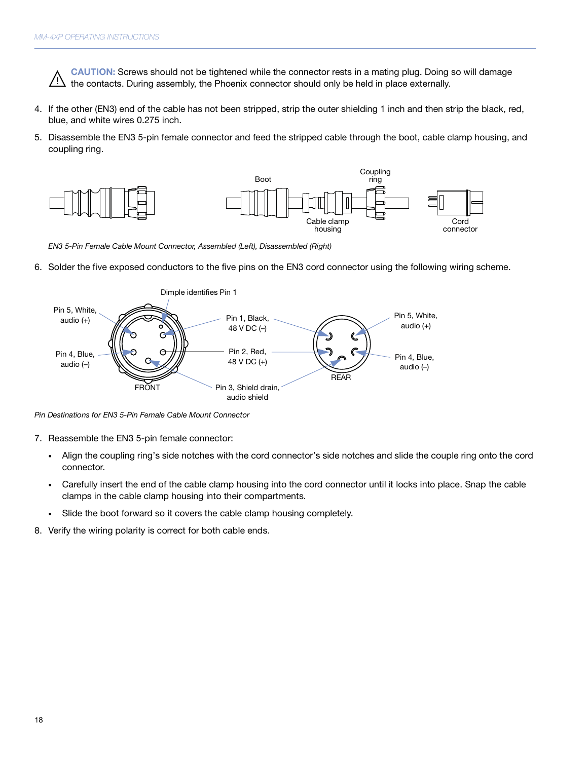⚠ **CAUTION:** Screws should not be tightened while the connector rests in a mating plug. Doing so will damage the contacts. During assembly, the Phoenix connector should only be held in place externally.

4. If the other (EN3) end of the cable has not been stripped, strip the outer shielding 1 inch and then strip the black, red, blue, and white wires 0.275 inch.
5. Disassemble the EN3 5-pin female connector and feed the stripped cable through the boot, cable clamp housing, and coupling ring.

*EN3 5-Pin Female Cable Mount Connector, Assembled (Left), Disassembled (Right)*

6. Solder the five exposed conductors to the five pins on the EN3 cord connector using the following wiring scheme.

*Pin Destinations for EN3 5-Pin Female Cable Mount Connector*

7. Reassemble the EN3 5-pin female connector:
   - Align the coupling ring's side notches with the cord connector's side notches and slide the couple ring onto the cord connector.
   - Carefully insert the end of the cable clamp housing into the cord connector until it locks into place. Snap the cable clamps in the cable clamp housing into their compartments.
   - Slide the boot forward so it covers the cable clamp housing completely.
8. Verify the wiring polarity is correct for both cable ends.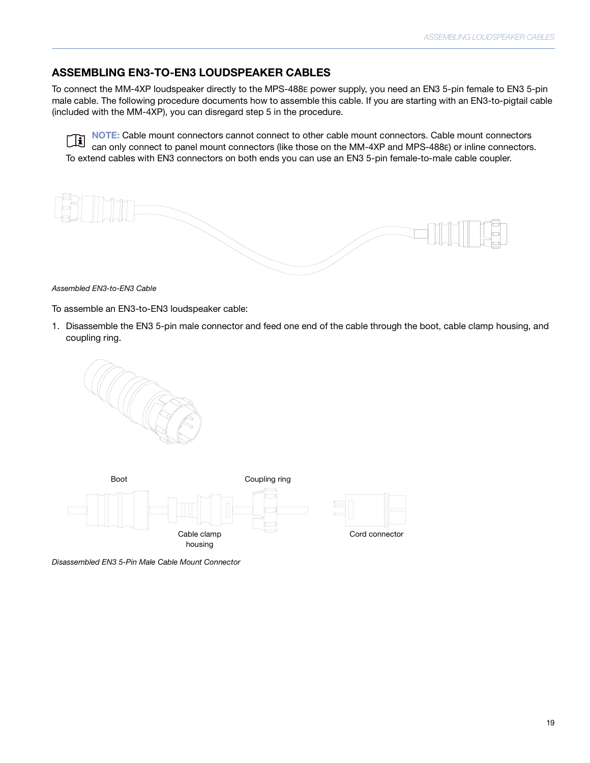## ASSEMBLING EN3-TO-EN3 LOUDSPEAKER CABLES

To connect the MM-4XP loudspeaker directly to the MPS-488E power supply, you need an EN3 5-pin female to EN3 5-pin male cable. The following procedure documents how to assemble this cable. If you are starting with an EN3-to-pigtail cable (included with the MM-4XP), you can disregard step 5 in the procedure.

**NOTE:** Cable mount connectors cannot connect to other cable mount connectors. Cable mount connectors can only connect to panel mount connectors (like those on the MM-4XP and MPS-488E) or inline connectors. To extend cables with EN3 connectors on both ends you can use an EN3 5-pin female-to-male cable coupler.

*Assembled EN3-to-EN3 Cable*

To assemble an EN3-to-EN3 loudspeaker cable:

1. Disassemble the EN3 5-pin male connector and feed one end of the cable through the boot, cable clamp housing, and coupling ring.

Boot

Coupling ring

Cable clamp housing

Cord connector

*Disassembled EN3 5-Pin Male Cable Mount Connector*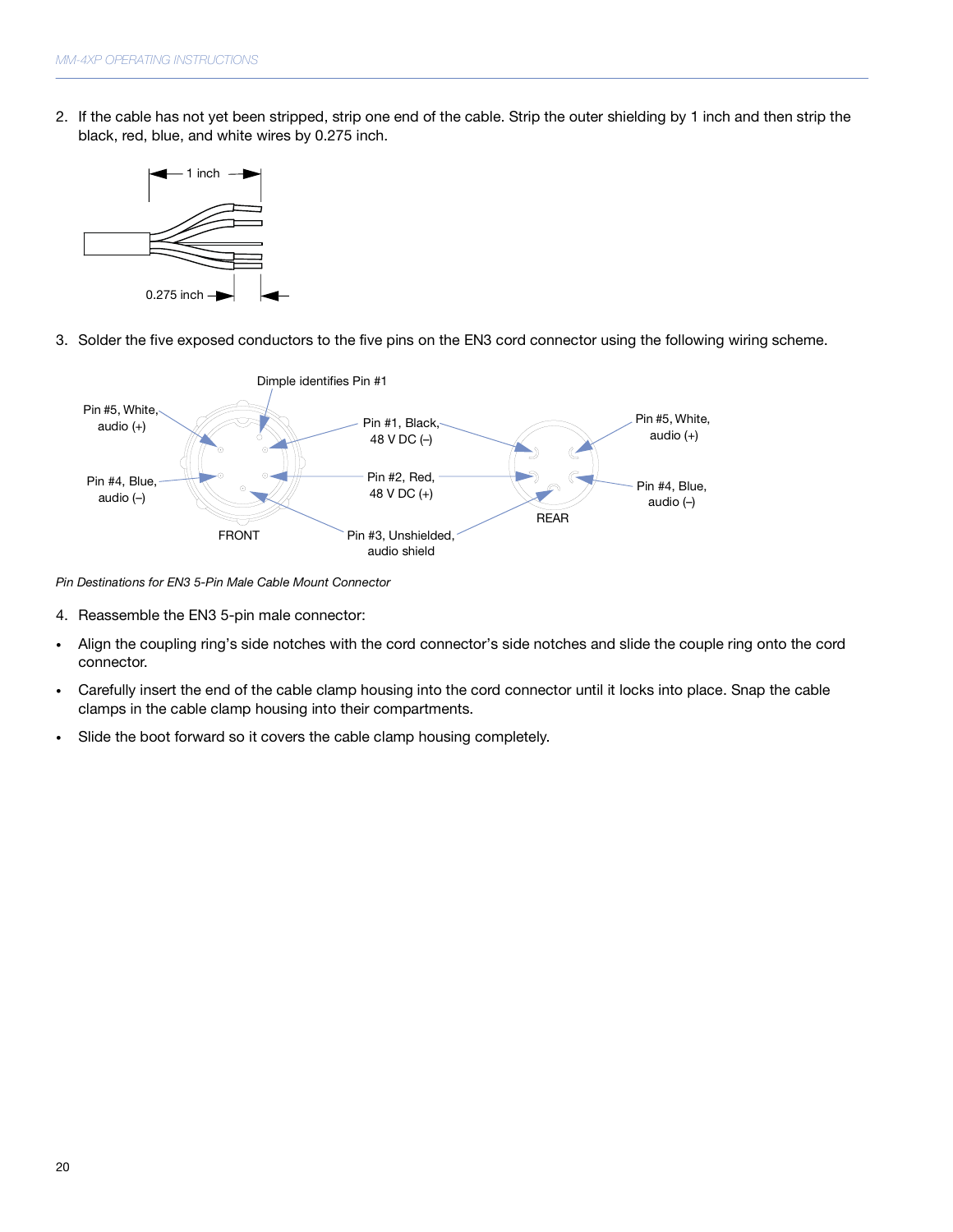2. If the cable has not yet been stripped, strip one end of the cable. Strip the outer shielding by 1 inch and then strip the black, red, blue, and white wires by 0.275 inch.

3. Solder the five exposed conductors to the five pins on the EN3 cord connector using the following wiring scheme.

*Pin Destinations for EN3 5-Pin Male Cable Mount Connector*

4. Reassemble the EN3 5-pin male connector:

- Align the coupling ring's side notches with the cord connector's side notches and slide the couple ring onto the cord connector.
- Carefully insert the end of the cable clamp housing into the cord connector until it locks into place. Snap the cable clamps in the cable clamp housing into their compartments.
- Slide the boot forward so it covers the cable clamp housing completely.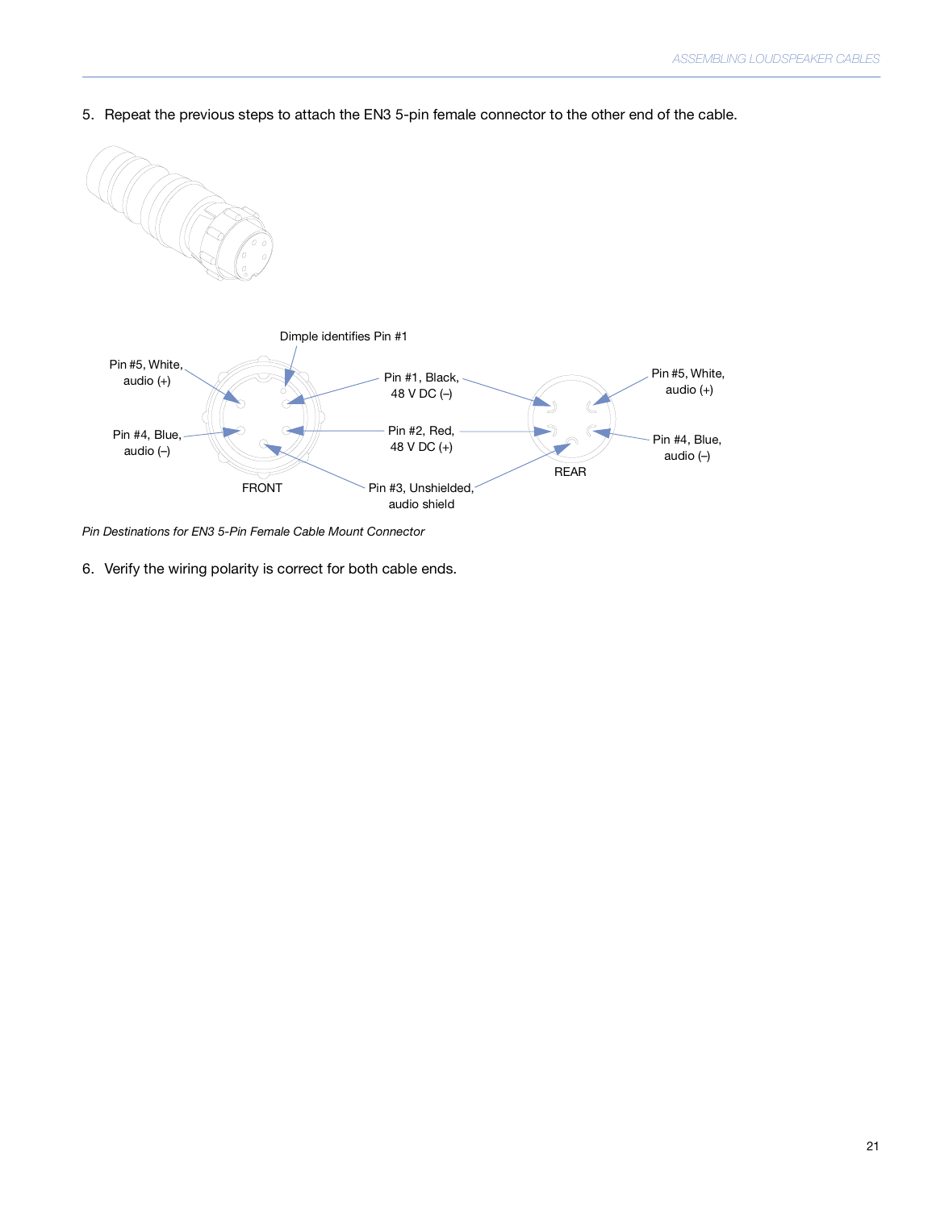5. Repeat the previous steps to attach the EN3 5-pin female connector to the other end of the cable.

Dimple identifies Pin #1

Pin #5, White, audio (+)

Pin #4, Blue, audio (–)

Pin #1, Black, 48 V DC (–)

Pin #2, Red, 48 V DC (+)

Pin #3, Unshielded, audio shield

FRONT

REAR

Pin #5, White, audio (+)

Pin #4, Blue, audio (–)

*Pin Destinations for EN3 5-Pin Female Cable Mount Connector*

6. Verify the wiring polarity is correct for both cable ends.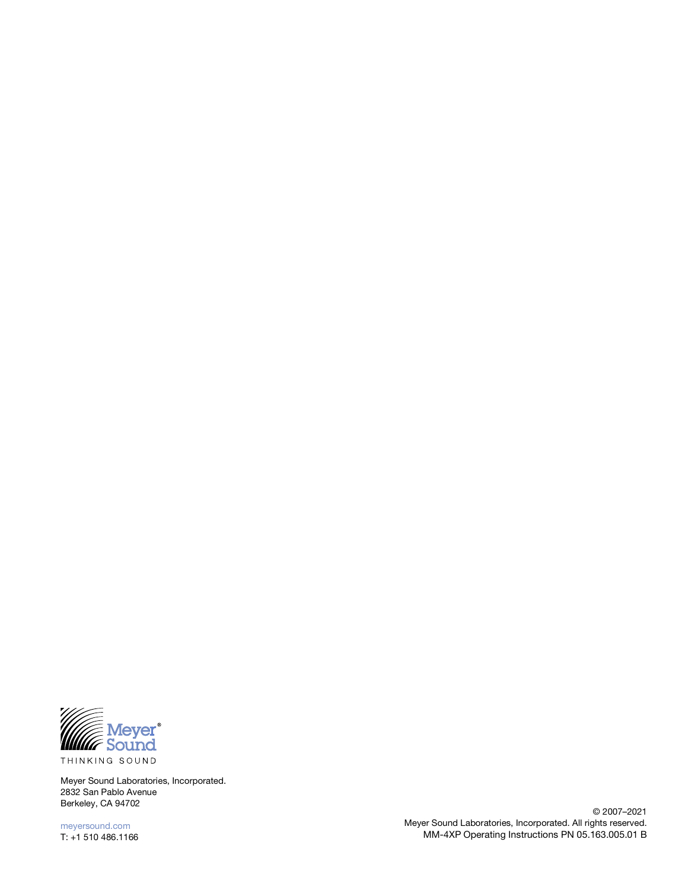Meyer Sound

THINKING SOUND

Meyer Sound Laboratories, Incorporated.
2832 San Pablo Avenue
Berkeley, CA 94702

meyersound.com
T: +1 510 486.1166

© 2007–2021
Meyer Sound Laboratories, Incorporated. All rights reserved.
MM-4XP Operating Instructions PN 05.163.005.01 B